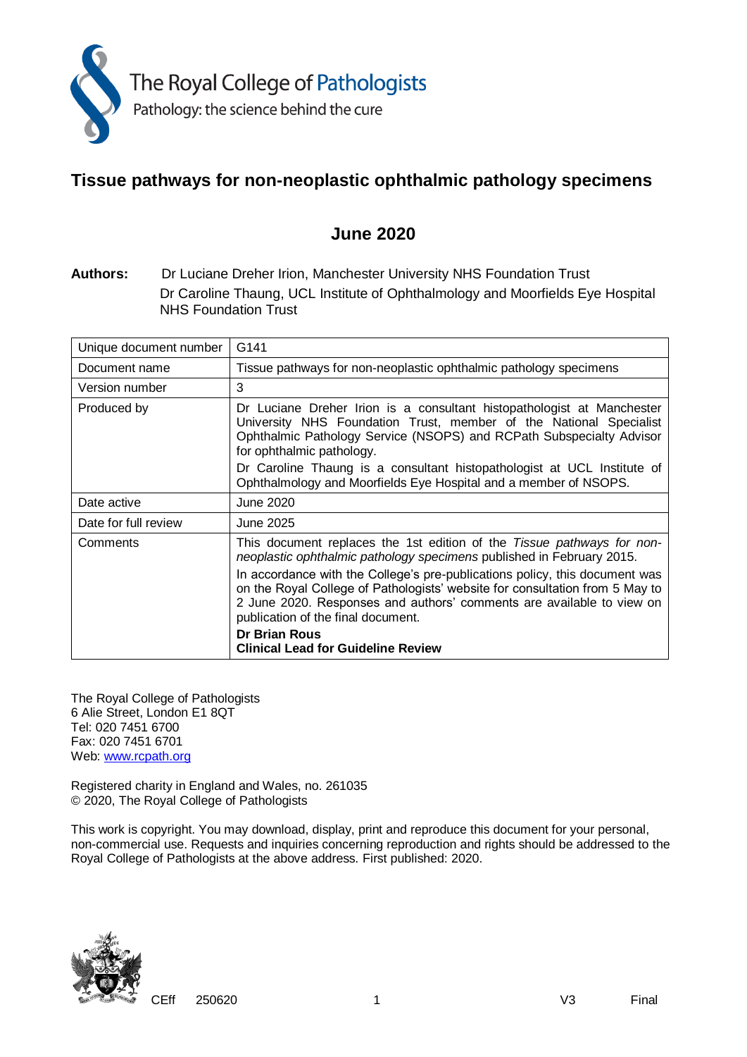The Royal College of Pathologists
Pathology: the science behind the cure

# Tissue pathways for non-neoplastic ophthalmic pathology specimens

## June 2020

**Authors:** Dr Luciane Dreher Irion, Manchester University NHS Foundation Trust
Dr Caroline Thaung, UCL Institute of Ophthalmology and Moorfields Eye Hospital NHS Foundation Trust

| | |
|---|---|
| Unique document number | G141 |
| Document name | Tissue pathways for non-neoplastic ophthalmic pathology specimens |
| Version number | 3 |
| Produced by | Dr Luciane Dreher Irion is a consultant histopathologist at Manchester University NHS Foundation Trust, member of the National Specialist Ophthalmic Pathology Service (NSOPS) and RCPath Subspecialty Advisor for ophthalmic pathology. Dr Caroline Thaung is a consultant histopathologist at UCL Institute of Ophthalmology and Moorfields Eye Hospital and a member of NSOPS. |
| Date active | June 2020 |
| Date for full review | June 2025 |
| Comments | This document replaces the 1st edition of the *Tissue pathways for non-neoplastic ophthalmic pathology specimens* published in February 2015. In accordance with the College's pre-publications policy, this document was on the Royal College of Pathologists' website for consultation from 5 May to 2 June 2020. Responses and authors' comments are available to view on publication of the final document. **Dr Brian Rous** **Clinical Lead for Guideline Review** |

The Royal College of Pathologists
6 Alie Street, London E1 8QT
Tel: 020 7451 6700
Fax: 020 7451 6701
Web: www.rcpath.org

Registered charity in England and Wales, no. 261035
© 2020, The Royal College of Pathologists

This work is copyright. You may download, display, print and reproduce this document for your personal, non-commercial use. Requests and inquiries concerning reproduction and rights should be addressed to the Royal College of Pathologists at the above address. First published: 2020.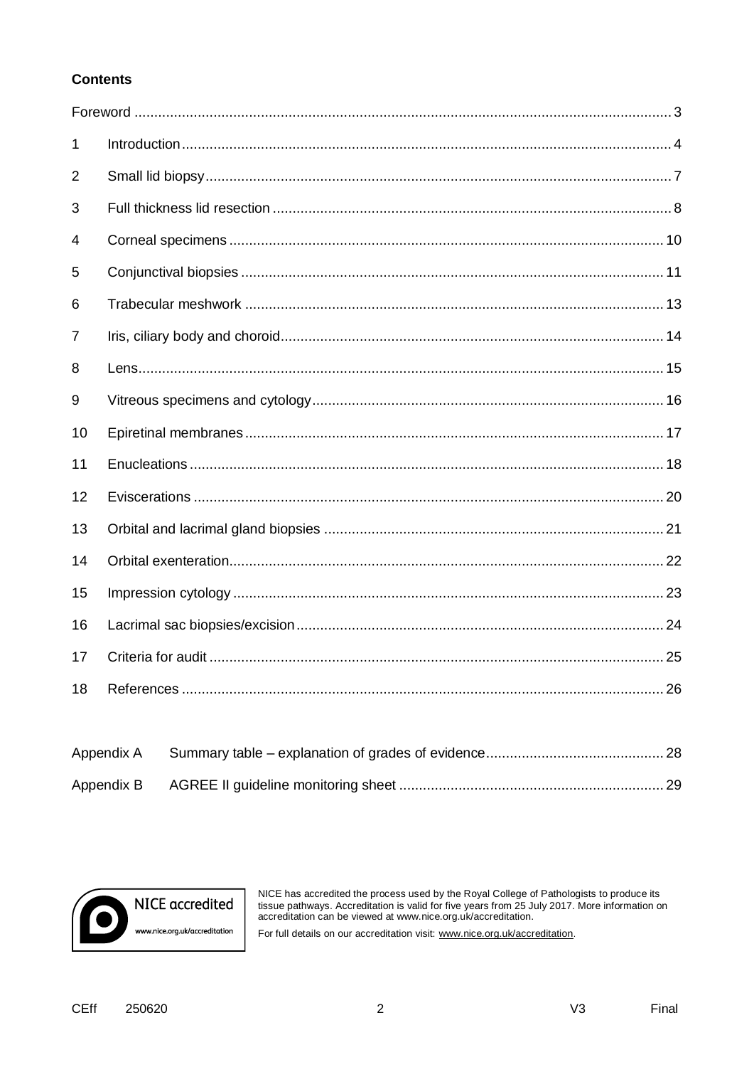**Contents**

Foreword ....... 3

1 Introduction ....... 4

2 Small lid biopsy ....... 7

3 Full thickness lid resection ....... 8

4 Corneal specimens ....... 10

5 Conjunctival biopsies ....... 11

6 Trabecular meshwork ....... 13

7 Iris, ciliary body and choroid ....... 14

8 Lens ....... 15

9 Vitreous specimens and cytology ....... 16

10 Epiretinal membranes ....... 17

11 Enucleations ....... 18

12 Eviscerations ....... 20

13 Orbital and lacrimal gland biopsies ....... 21

14 Orbital exenteration ....... 22

15 Impression cytology ....... 23

16 Lacrimal sac biopsies/excision ....... 24

17 Criteria for audit ....... 25

18 References ....... 26

Appendix A Summary table – explanation of grades of evidence ....... 28

Appendix B AGREE II guideline monitoring sheet ....... 29

NICE accredited
www.nice.org.uk/accreditation

NICE has accredited the process used by the Royal College of Pathologists to produce its tissue pathways. Accreditation is valid for five years from 25 July 2017. More information on accreditation can be viewed at www.nice.org.uk/accreditation.

For full details on our accreditation visit: www.nice.org.uk/accreditation.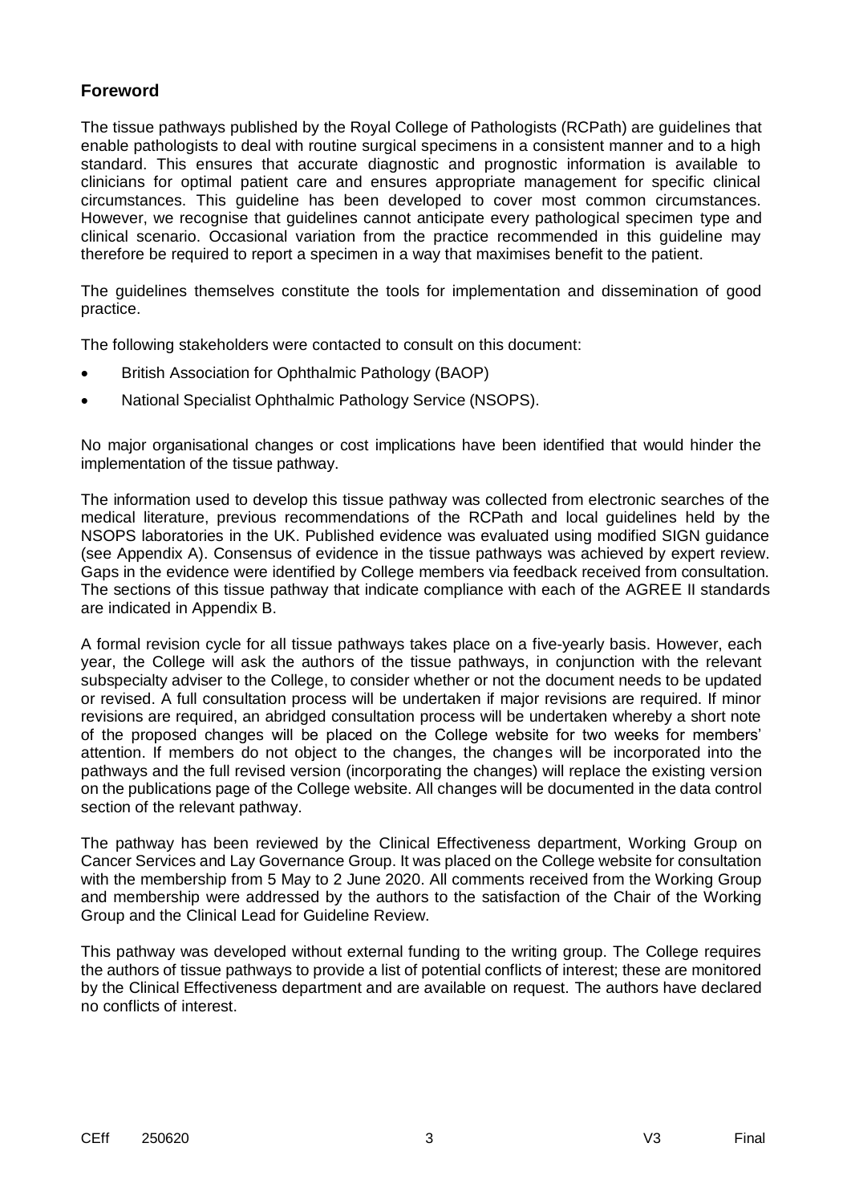## Foreword

The tissue pathways published by the Royal College of Pathologists (RCPath) are guidelines that enable pathologists to deal with routine surgical specimens in a consistent manner and to a high standard. This ensures that accurate diagnostic and prognostic information is available to clinicians for optimal patient care and ensures appropriate management for specific clinical circumstances. This guideline has been developed to cover most common circumstances. However, we recognise that guidelines cannot anticipate every pathological specimen type and clinical scenario. Occasional variation from the practice recommended in this guideline may therefore be required to report a specimen in a way that maximises benefit to the patient.

The guidelines themselves constitute the tools for implementation and dissemination of good practice.

The following stakeholders were contacted to consult on this document:

- British Association for Ophthalmic Pathology (BAOP)
- National Specialist Ophthalmic Pathology Service (NSOPS).

No major organisational changes or cost implications have been identified that would hinder the implementation of the tissue pathway.

The information used to develop this tissue pathway was collected from electronic searches of the medical literature, previous recommendations of the RCPath and local guidelines held by the NSOPS laboratories in the UK. Published evidence was evaluated using modified SIGN guidance (see Appendix A). Consensus of evidence in the tissue pathways was achieved by expert review. Gaps in the evidence were identified by College members via feedback received from consultation. The sections of this tissue pathway that indicate compliance with each of the AGREE II standards are indicated in Appendix B.

A formal revision cycle for all tissue pathways takes place on a five-yearly basis. However, each year, the College will ask the authors of the tissue pathways, in conjunction with the relevant subspecialty adviser to the College, to consider whether or not the document needs to be updated or revised. A full consultation process will be undertaken if major revisions are required. If minor revisions are required, an abridged consultation process will be undertaken whereby a short note of the proposed changes will be placed on the College website for two weeks for members' attention. If members do not object to the changes, the changes will be incorporated into the pathways and the full revised version (incorporating the changes) will replace the existing version on the publications page of the College website. All changes will be documented in the data control section of the relevant pathway.

The pathway has been reviewed by the Clinical Effectiveness department, Working Group on Cancer Services and Lay Governance Group. It was placed on the College website for consultation with the membership from 5 May to 2 June 2020. All comments received from the Working Group and membership were addressed by the authors to the satisfaction of the Chair of the Working Group and the Clinical Lead for Guideline Review.

This pathway was developed without external funding to the writing group. The College requires the authors of tissue pathways to provide a list of potential conflicts of interest; these are monitored by the Clinical Effectiveness department and are available on request. The authors have declared no conflicts of interest.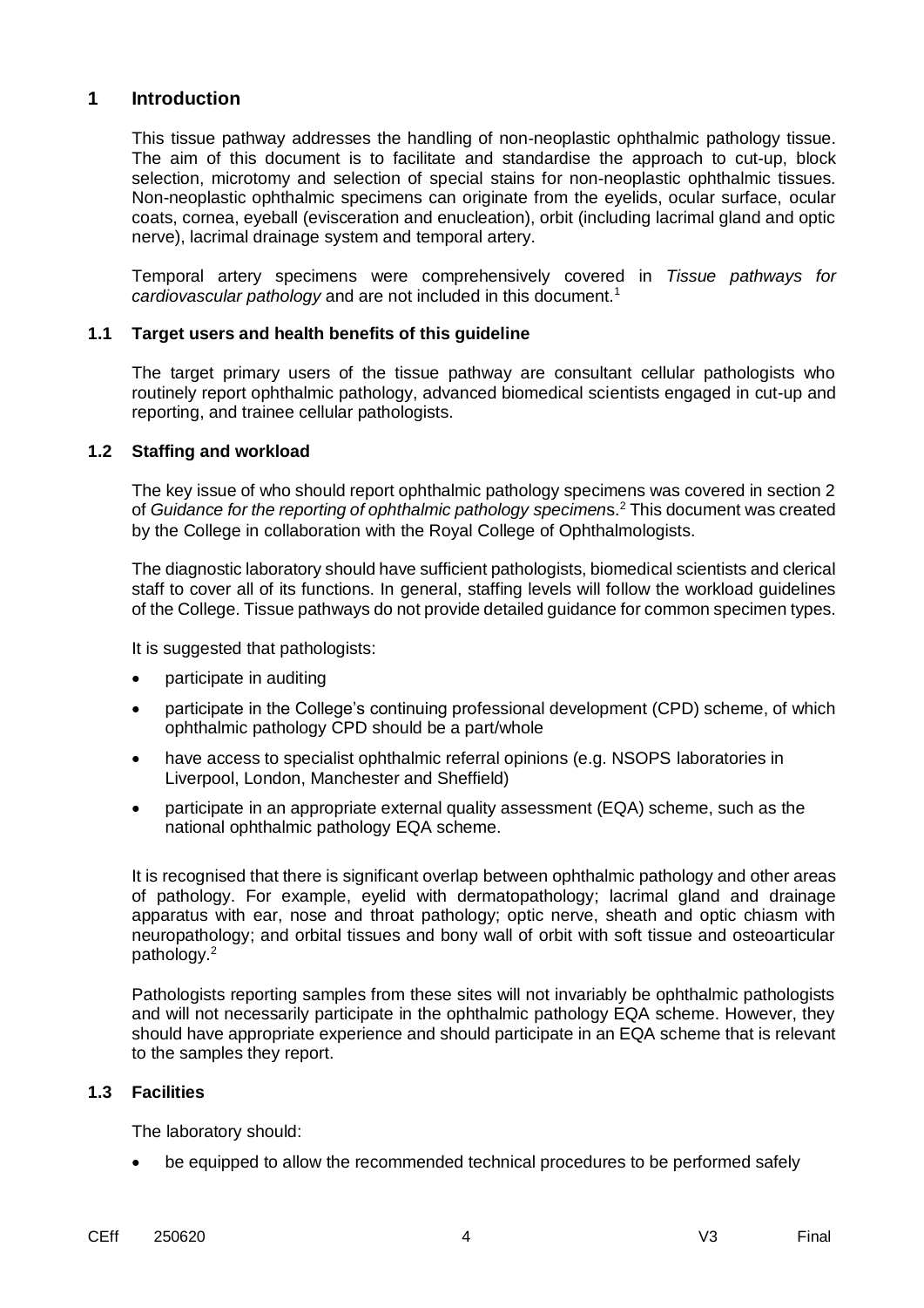## 1 Introduction

This tissue pathway addresses the handling of non-neoplastic ophthalmic pathology tissue. The aim of this document is to facilitate and standardise the approach to cut-up, block selection, microtomy and selection of special stains for non-neoplastic ophthalmic tissues. Non-neoplastic ophthalmic specimens can originate from the eyelids, ocular surface, ocular coats, cornea, eyeball (evisceration and enucleation), orbit (including lacrimal gland and optic nerve), lacrimal drainage system and temporal artery.

Temporal artery specimens were comprehensively covered in *Tissue pathways for cardiovascular pathology* and are not included in this document.[1]

### 1.1 Target users and health benefits of this guideline

The target primary users of the tissue pathway are consultant cellular pathologists who routinely report ophthalmic pathology, advanced biomedical scientists engaged in cut-up and reporting, and trainee cellular pathologists.

### 1.2 Staffing and workload

The key issue of who should report ophthalmic pathology specimens was covered in section 2 of *Guidance for the reporting of ophthalmic pathology specimens*.[2] This document was created by the College in collaboration with the Royal College of Ophthalmologists.

The diagnostic laboratory should have sufficient pathologists, biomedical scientists and clerical staff to cover all of its functions. In general, staffing levels will follow the workload guidelines of the College. Tissue pathways do not provide detailed guidance for common specimen types.

It is suggested that pathologists:

- participate in auditing
- participate in the College's continuing professional development (CPD) scheme, of which ophthalmic pathology CPD should be a part/whole
- have access to specialist ophthalmic referral opinions (e.g. NSOPS laboratories in Liverpool, London, Manchester and Sheffield)
- participate in an appropriate external quality assessment (EQA) scheme, such as the national ophthalmic pathology EQA scheme.

It is recognised that there is significant overlap between ophthalmic pathology and other areas of pathology. For example, eyelid with dermatopathology; lacrimal gland and drainage apparatus with ear, nose and throat pathology; optic nerve, sheath and optic chiasm with neuropathology; and orbital tissues and bony wall of orbit with soft tissue and osteoarticular pathology.[2]

Pathologists reporting samples from these sites will not invariably be ophthalmic pathologists and will not necessarily participate in the ophthalmic pathology EQA scheme. However, they should have appropriate experience and should participate in an EQA scheme that is relevant to the samples they report.

### 1.3 Facilities

The laboratory should:

- be equipped to allow the recommended technical procedures to be performed safely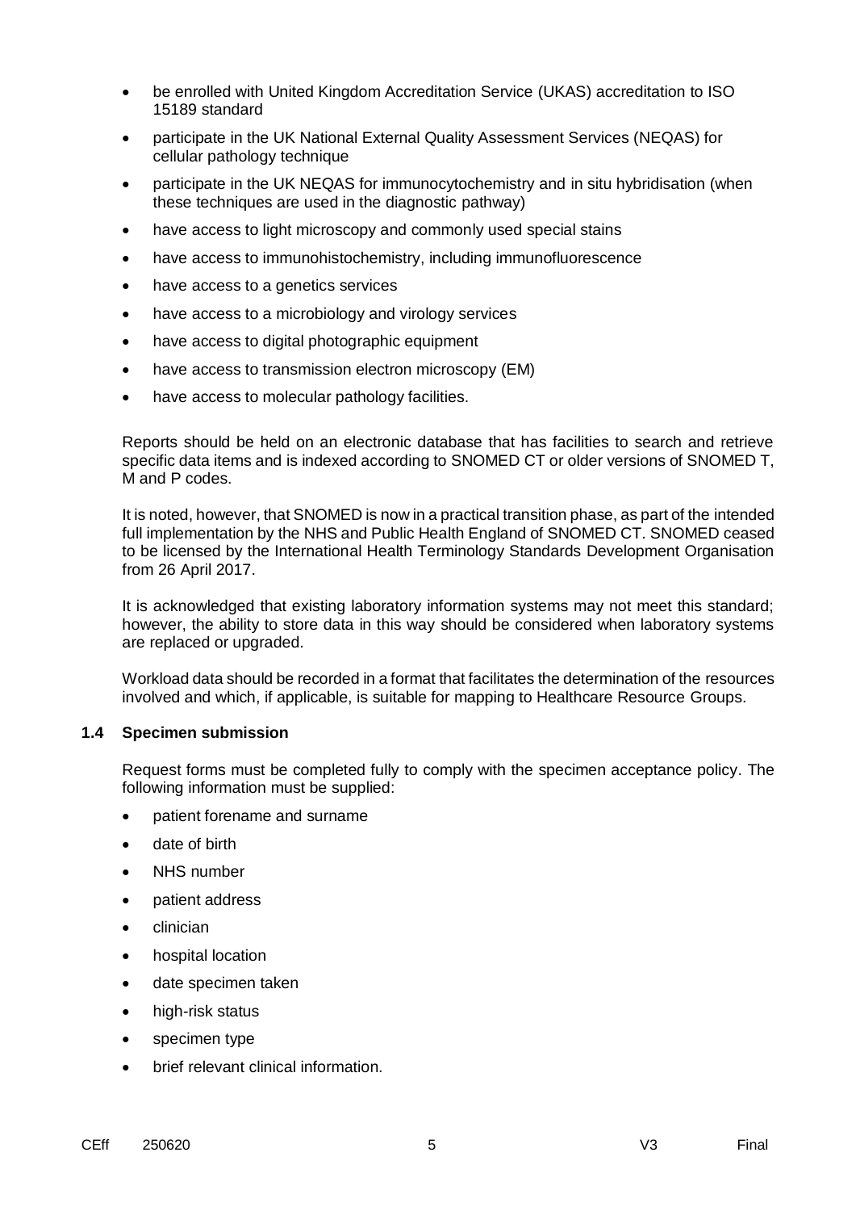- be enrolled with United Kingdom Accreditation Service (UKAS) accreditation to ISO 15189 standard
- participate in the UK National External Quality Assessment Services (NEQAS) for cellular pathology technique
- participate in the UK NEQAS for immunocytochemistry and in situ hybridisation (when these techniques are used in the diagnostic pathway)
- have access to light microscopy and commonly used special stains
- have access to immunohistochemistry, including immunofluorescence
- have access to a genetics services
- have access to a microbiology and virology services
- have access to digital photographic equipment
- have access to transmission electron microscopy (EM)
- have access to molecular pathology facilities.

Reports should be held on an electronic database that has facilities to search and retrieve specific data items and is indexed according to SNOMED CT or older versions of SNOMED T, M and P codes.

It is noted, however, that SNOMED is now in a practical transition phase, as part of the intended full implementation by the NHS and Public Health England of SNOMED CT. SNOMED ceased to be licensed by the International Health Terminology Standards Development Organisation from 26 April 2017.

It is acknowledged that existing laboratory information systems may not meet this standard; however, the ability to store data in this way should be considered when laboratory systems are replaced or upgraded.

Workload data should be recorded in a format that facilitates the determination of the resources involved and which, if applicable, is suitable for mapping to Healthcare Resource Groups.

### 1.4 Specimen submission

Request forms must be completed fully to comply with the specimen acceptance policy. The following information must be supplied:

- patient forename and surname
- date of birth
- NHS number
- patient address
- clinician
- hospital location
- date specimen taken
- high-risk status
- specimen type
- brief relevant clinical information.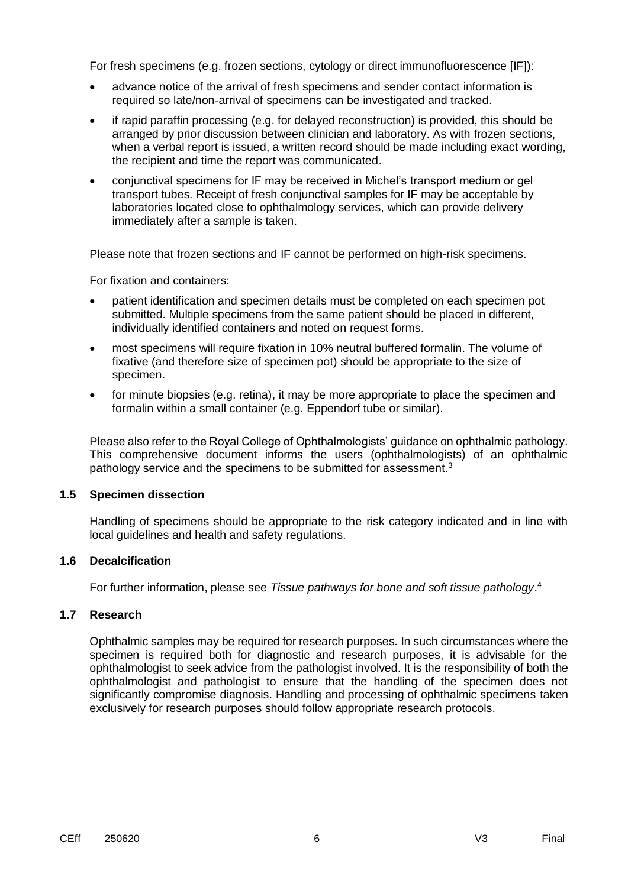For fresh specimens (e.g. frozen sections, cytology or direct immunofluorescence [IF]):

- advance notice of the arrival of fresh specimens and sender contact information is required so late/non-arrival of specimens can be investigated and tracked.
- if rapid paraffin processing (e.g. for delayed reconstruction) is provided, this should be arranged by prior discussion between clinician and laboratory. As with frozen sections, when a verbal report is issued, a written record should be made including exact wording, the recipient and time the report was communicated.
- conjunctival specimens for IF may be received in Michel's transport medium or gel transport tubes. Receipt of fresh conjunctival samples for IF may be acceptable by laboratories located close to ophthalmology services, which can provide delivery immediately after a sample is taken.

Please note that frozen sections and IF cannot be performed on high-risk specimens.

For fixation and containers:

- patient identification and specimen details must be completed on each specimen pot submitted. Multiple specimens from the same patient should be placed in different, individually identified containers and noted on request forms.
- most specimens will require fixation in 10% neutral buffered formalin. The volume of fixative (and therefore size of specimen pot) should be appropriate to the size of specimen.
- for minute biopsies (e.g. retina), it may be more appropriate to place the specimen and formalin within a small container (e.g. Eppendorf tube or similar).

Please also refer to the Royal College of Ophthalmologists' guidance on ophthalmic pathology. This comprehensive document informs the users (ophthalmologists) of an ophthalmic pathology service and the specimens to be submitted for assessment.[3]

### 1.5 Specimen dissection

Handling of specimens should be appropriate to the risk category indicated and in line with local guidelines and health and safety regulations.

### 1.6 Decalcification

For further information, please see *Tissue pathways for bone and soft tissue pathology*.[4]

### 1.7 Research

Ophthalmic samples may be required for research purposes. In such circumstances where the specimen is required both for diagnostic and research purposes, it is advisable for the ophthalmologist to seek advice from the pathologist involved. It is the responsibility of both the ophthalmologist and pathologist to ensure that the handling of the specimen does not significantly compromise diagnosis. Handling and processing of ophthalmic specimens taken exclusively for research purposes should follow appropriate research protocols.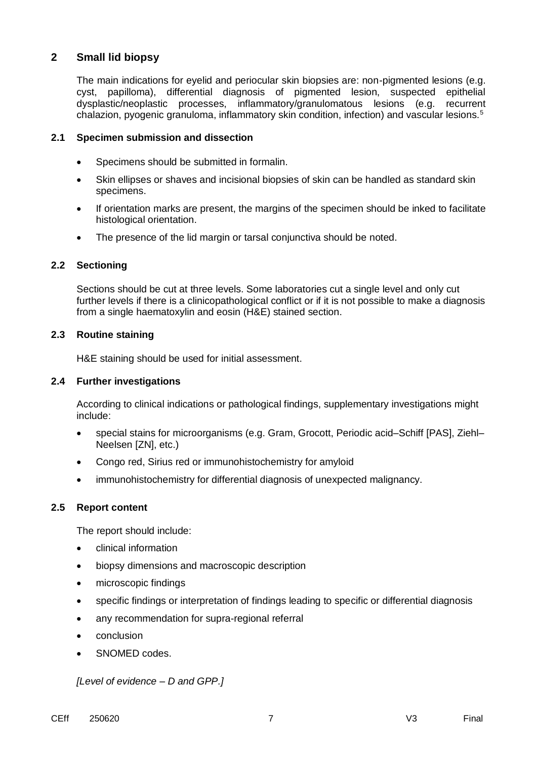## 2 Small lid biopsy

The main indications for eyelid and periocular skin biopsies are: non-pigmented lesions (e.g. cyst, papilloma), differential diagnosis of pigmented lesion, suspected epithelial dysplastic/neoplastic processes, inflammatory/granulomatous lesions (e.g. recurrent chalazion, pyogenic granuloma, inflammatory skin condition, infection) and vascular lesions.[5]

### 2.1 Specimen submission and dissection

- Specimens should be submitted in formalin.
- Skin ellipses or shaves and incisional biopsies of skin can be handled as standard skin specimens.
- If orientation marks are present, the margins of the specimen should be inked to facilitate histological orientation.
- The presence of the lid margin or tarsal conjunctiva should be noted.

### 2.2 Sectioning

Sections should be cut at three levels. Some laboratories cut a single level and only cut further levels if there is a clinicopathological conflict or if it is not possible to make a diagnosis from a single haematoxylin and eosin (H&E) stained section.

### 2.3 Routine staining

H&E staining should be used for initial assessment.

### 2.4 Further investigations

According to clinical indications or pathological findings, supplementary investigations might include:

- special stains for microorganisms (e.g. Gram, Grocott, Periodic acid–Schiff [PAS], Ziehl–Neelsen [ZN], etc.)
- Congo red, Sirius red or immunohistochemistry for amyloid
- immunohistochemistry for differential diagnosis of unexpected malignancy.

### 2.5 Report content

The report should include:

- clinical information
- biopsy dimensions and macroscopic description
- microscopic findings
- specific findings or interpretation of findings leading to specific or differential diagnosis
- any recommendation for supra-regional referral
- conclusion
- SNOMED codes.

*[Level of evidence – D and GPP.]*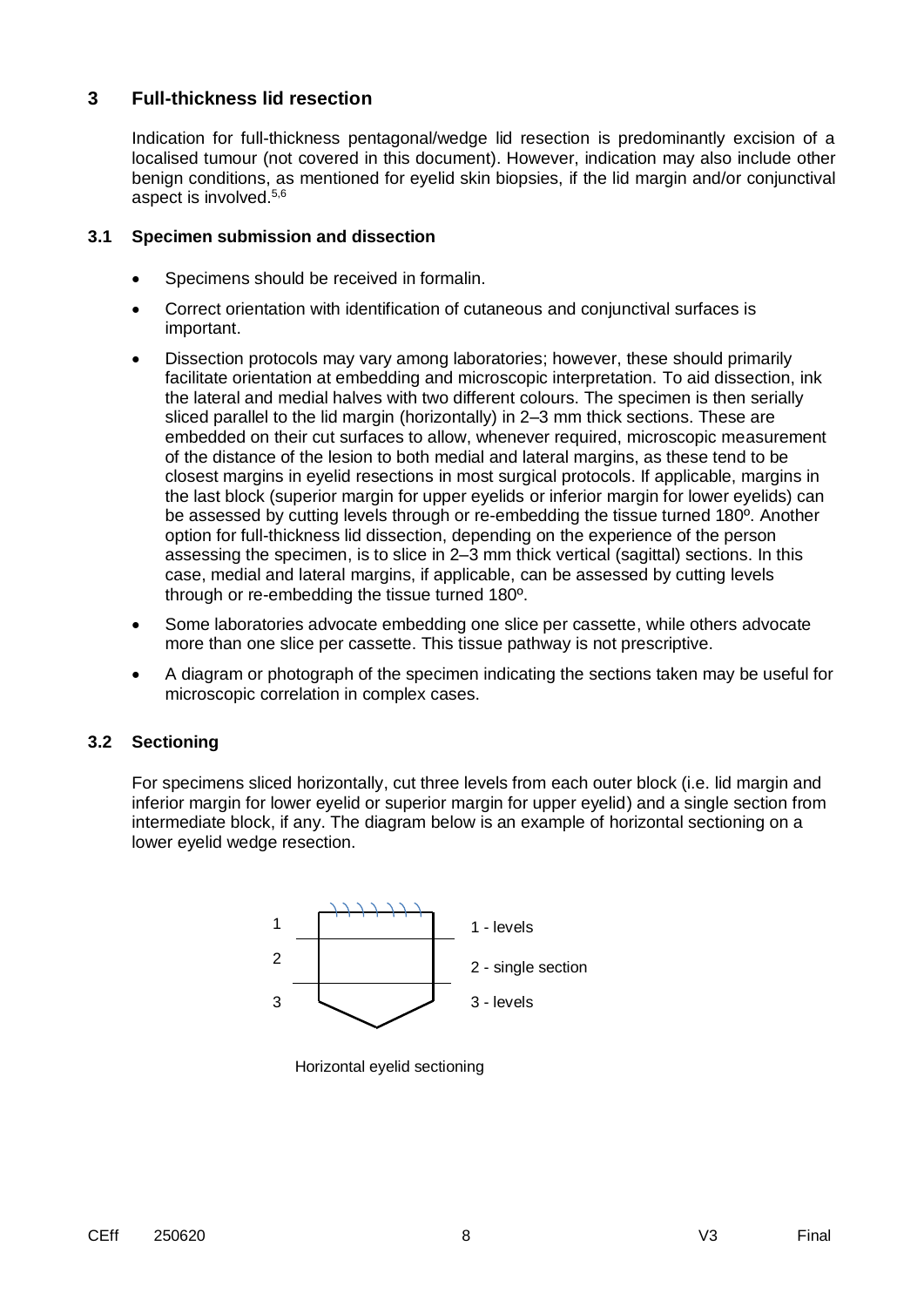## 3 Full-thickness lid resection

Indication for full-thickness pentagonal/wedge lid resection is predominantly excision of a localised tumour (not covered in this document). However, indication may also include other benign conditions, as mentioned for eyelid skin biopsies, if the lid margin and/or conjunctival aspect is involved.[5,6]

### 3.1 Specimen submission and dissection

- Specimens should be received in formalin.
- Correct orientation with identification of cutaneous and conjunctival surfaces is important.
- Dissection protocols may vary among laboratories; however, these should primarily facilitate orientation at embedding and microscopic interpretation. To aid dissection, ink the lateral and medial halves with two different colours. The specimen is then serially sliced parallel to the lid margin (horizontally) in 2–3 mm thick sections. These are embedded on their cut surfaces to allow, whenever required, microscopic measurement of the distance of the lesion to both medial and lateral margins, as these tend to be closest margins in eyelid resections in most surgical protocols. If applicable, margins in the last block (superior margin for upper eyelids or inferior margin for lower eyelids) can be assessed by cutting levels through or re-embedding the tissue turned 180º. Another option for full-thickness lid dissection, depending on the experience of the person assessing the specimen, is to slice in 2–3 mm thick vertical (sagittal) sections. In this case, medial and lateral margins, if applicable, can be assessed by cutting levels through or re-embedding the tissue turned 180º.
- Some laboratories advocate embedding one slice per cassette, while others advocate more than one slice per cassette. This tissue pathway is not prescriptive.
- A diagram or photograph of the specimen indicating the sections taken may be useful for microscopic correlation in complex cases.

### 3.2 Sectioning

For specimens sliced horizontally, cut three levels from each outer block (i.e. lid margin and inferior margin for lower eyelid or superior margin for upper eyelid) and a single section from intermediate block, if any. The diagram below is an example of horizontal sectioning on a lower eyelid wedge resection.

1 - levels

2 - single section

3 - levels

Horizontal eyelid sectioning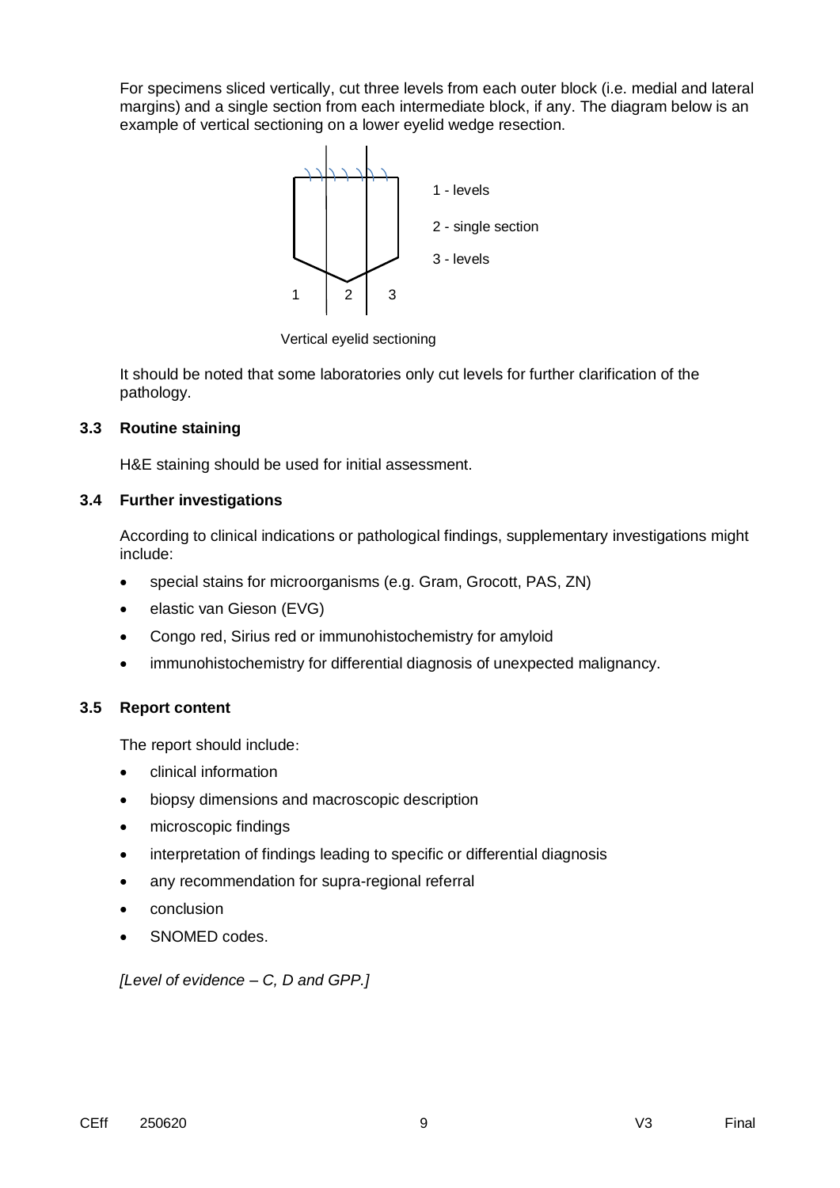For specimens sliced vertically, cut three levels from each outer block (i.e. medial and lateral margins) and a single section from each intermediate block, if any. The diagram below is an example of vertical sectioning on a lower eyelid wedge resection.

1 - levels

2 - single section

3 - levels

Vertical eyelid sectioning

It should be noted that some laboratories only cut levels for further clarification of the pathology.

### 3.3 Routine staining

H&E staining should be used for initial assessment.

### 3.4 Further investigations

According to clinical indications or pathological findings, supplementary investigations might include:

- special stains for microorganisms (e.g. Gram, Grocott, PAS, ZN)
- elastic van Gieson (EVG)
- Congo red, Sirius red or immunohistochemistry for amyloid
- immunohistochemistry for differential diagnosis of unexpected malignancy.

### 3.5 Report content

The report should include:

- clinical information
- biopsy dimensions and macroscopic description
- microscopic findings
- interpretation of findings leading to specific or differential diagnosis
- any recommendation for supra-regional referral
- conclusion
- SNOMED codes.

*[Level of evidence – C, D and GPP.]*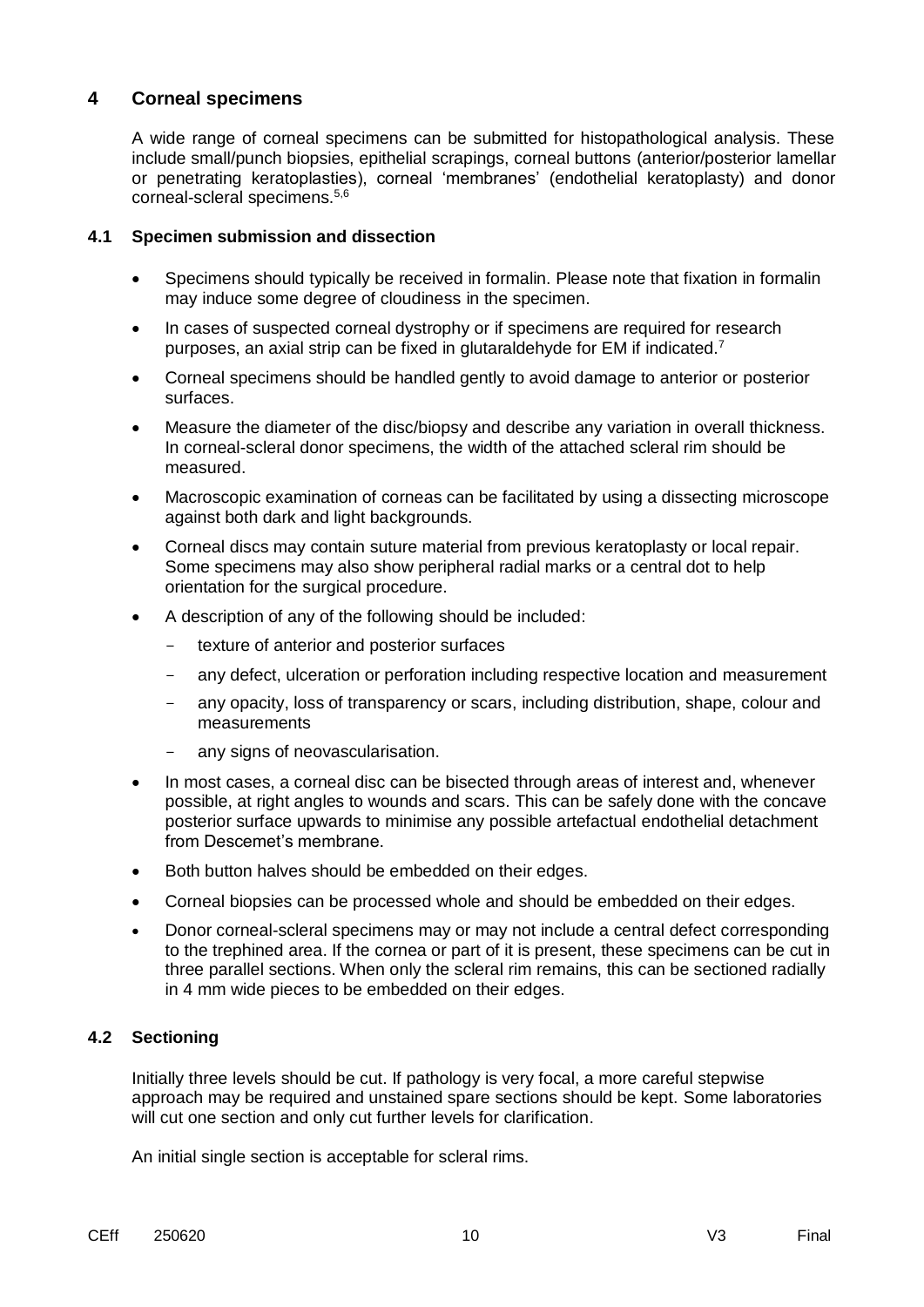## 4 Corneal specimens

A wide range of corneal specimens can be submitted for histopathological analysis. These include small/punch biopsies, epithelial scrapings, corneal buttons (anterior/posterior lamellar or penetrating keratoplasties), corneal 'membranes' (endothelial keratoplasty) and donor corneal-scleral specimens.[5,6]

### 4.1 Specimen submission and dissection

- Specimens should typically be received in formalin. Please note that fixation in formalin may induce some degree of cloudiness in the specimen.
- In cases of suspected corneal dystrophy or if specimens are required for research purposes, an axial strip can be fixed in glutaraldehyde for EM if indicated.[7]
- Corneal specimens should be handled gently to avoid damage to anterior or posterior surfaces.
- Measure the diameter of the disc/biopsy and describe any variation in overall thickness. In corneal-scleral donor specimens, the width of the attached scleral rim should be measured.
- Macroscopic examination of corneas can be facilitated by using a dissecting microscope against both dark and light backgrounds.
- Corneal discs may contain suture material from previous keratoplasty or local repair. Some specimens may also show peripheral radial marks or a central dot to help orientation for the surgical procedure.
- A description of any of the following should be included:
  - texture of anterior and posterior surfaces
  - any defect, ulceration or perforation including respective location and measurement
  - any opacity, loss of transparency or scars, including distribution, shape, colour and measurements
  - any signs of neovascularisation.
- In most cases, a corneal disc can be bisected through areas of interest and, whenever possible, at right angles to wounds and scars. This can be safely done with the concave posterior surface upwards to minimise any possible artefactual endothelial detachment from Descemet's membrane.
- Both button halves should be embedded on their edges.
- Corneal biopsies can be processed whole and should be embedded on their edges.
- Donor corneal-scleral specimens may or may not include a central defect corresponding to the trephined area. If the cornea or part of it is present, these specimens can be cut in three parallel sections. When only the scleral rim remains, this can be sectioned radially in 4 mm wide pieces to be embedded on their edges.

### 4.2 Sectioning

Initially three levels should be cut. If pathology is very focal, a more careful stepwise approach may be required and unstained spare sections should be kept. Some laboratories will cut one section and only cut further levels for clarification.

An initial single section is acceptable for scleral rims.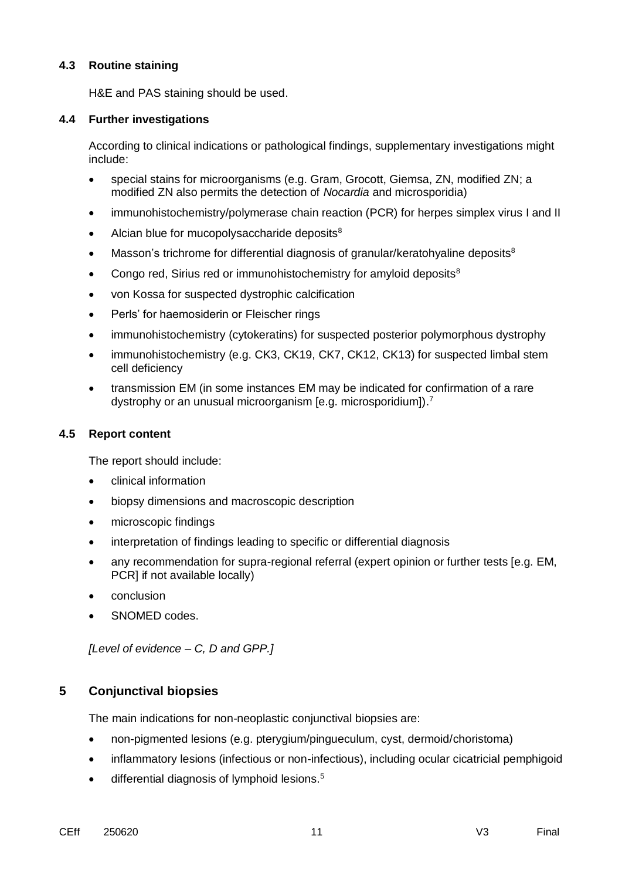### 4.3 Routine staining

H&E and PAS staining should be used.

### 4.4 Further investigations

According to clinical indications or pathological findings, supplementary investigations might include:

- special stains for microorganisms (e.g. Gram, Grocott, Giemsa, ZN, modified ZN; a modified ZN also permits the detection of *Nocardia* and microsporidia)
- immunohistochemistry/polymerase chain reaction (PCR) for herpes simplex virus I and II
- Alcian blue for mucopolysaccharide deposits[8]
- Masson's trichrome for differential diagnosis of granular/keratohyaline deposits[8]
- Congo red, Sirius red or immunohistochemistry for amyloid deposits[8]
- von Kossa for suspected dystrophic calcification
- Perls' for haemosiderin or Fleischer rings
- immunohistochemistry (cytokeratins) for suspected posterior polymorphous dystrophy
- immunohistochemistry (e.g. CK3, CK19, CK7, CK12, CK13) for suspected limbal stem cell deficiency
- transmission EM (in some instances EM may be indicated for confirmation of a rare dystrophy or an unusual microorganism [e.g. microsporidium]).[7]

### 4.5 Report content

The report should include:

- clinical information
- biopsy dimensions and macroscopic description
- microscopic findings
- interpretation of findings leading to specific or differential diagnosis
- any recommendation for supra-regional referral (expert opinion or further tests [e.g. EM, PCR] if not available locally)
- conclusion
- SNOMED codes.

*[Level of evidence – C, D and GPP.]*

## 5 Conjunctival biopsies

The main indications for non-neoplastic conjunctival biopsies are:

- non-pigmented lesions (e.g. pterygium/pingueculum, cyst, dermoid/choristoma)
- inflammatory lesions (infectious or non-infectious), including ocular cicatricial pemphigoid
- differential diagnosis of lymphoid lesions.[5]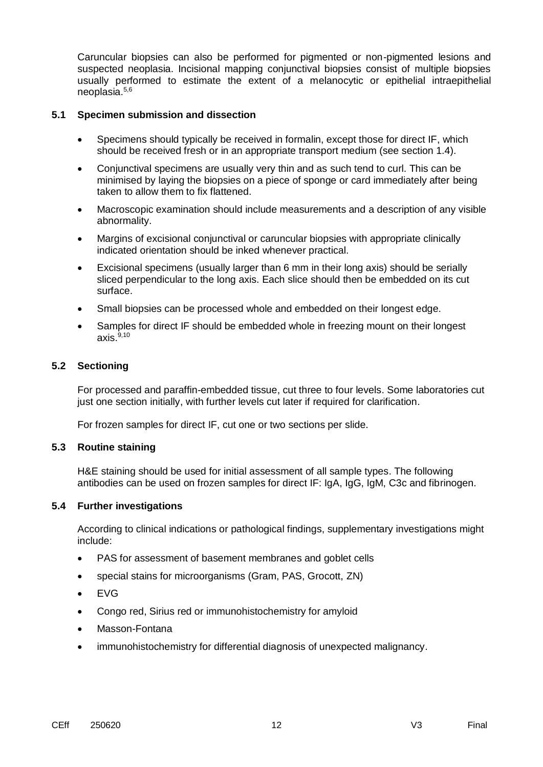Caruncular biopsies can also be performed for pigmented or non-pigmented lesions and suspected neoplasia. Incisional mapping conjunctival biopsies consist of multiple biopsies usually performed to estimate the extent of a melanocytic or epithelial intraepithelial neoplasia.[5,6]

### 5.1 Specimen submission and dissection

- Specimens should typically be received in formalin, except those for direct IF, which should be received fresh or in an appropriate transport medium (see section 1.4).
- Conjunctival specimens are usually very thin and as such tend to curl. This can be minimised by laying the biopsies on a piece of sponge or card immediately after being taken to allow them to fix flattened.
- Macroscopic examination should include measurements and a description of any visible abnormality.
- Margins of excisional conjunctival or caruncular biopsies with appropriate clinically indicated orientation should be inked whenever practical.
- Excisional specimens (usually larger than 6 mm in their long axis) should be serially sliced perpendicular to the long axis. Each slice should then be embedded on its cut surface.
- Small biopsies can be processed whole and embedded on their longest edge.
- Samples for direct IF should be embedded whole in freezing mount on their longest axis.[9,10]

### 5.2 Sectioning

For processed and paraffin-embedded tissue, cut three to four levels. Some laboratories cut just one section initially, with further levels cut later if required for clarification.

For frozen samples for direct IF, cut one or two sections per slide.

### 5.3 Routine staining

H&E staining should be used for initial assessment of all sample types. The following antibodies can be used on frozen samples for direct IF: IgA, IgG, IgM, C3c and fibrinogen.

### 5.4 Further investigations

According to clinical indications or pathological findings, supplementary investigations might include:

- PAS for assessment of basement membranes and goblet cells
- special stains for microorganisms (Gram, PAS, Grocott, ZN)
- EVG
- Congo red, Sirius red or immunohistochemistry for amyloid
- Masson-Fontana
- immunohistochemistry for differential diagnosis of unexpected malignancy.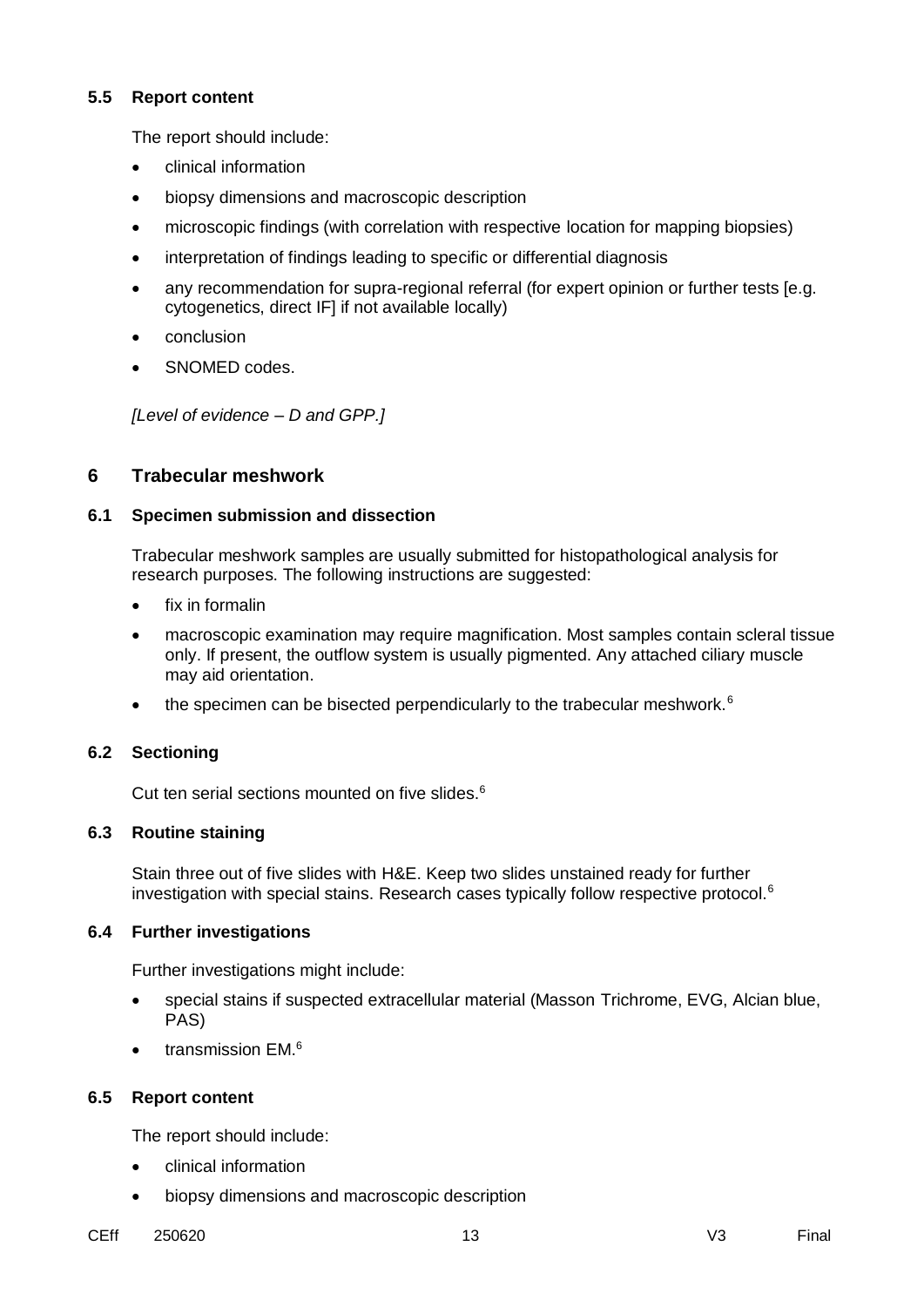### 5.5 Report content

The report should include:

- clinical information
- biopsy dimensions and macroscopic description
- microscopic findings (with correlation with respective location for mapping biopsies)
- interpretation of findings leading to specific or differential diagnosis
- any recommendation for supra-regional referral (for expert opinion or further tests [e.g. cytogenetics, direct IF] if not available locally)
- conclusion
- SNOMED codes.

*[Level of evidence – D and GPP.]*

## 6 Trabecular meshwork

### 6.1 Specimen submission and dissection

Trabecular meshwork samples are usually submitted for histopathological analysis for research purposes. The following instructions are suggested:

- fix in formalin
- macroscopic examination may require magnification. Most samples contain scleral tissue only. If present, the outflow system is usually pigmented. Any attached ciliary muscle may aid orientation.
- the specimen can be bisected perpendicularly to the trabecular meshwork.[6]

### 6.2 Sectioning

Cut ten serial sections mounted on five slides.[6]

### 6.3 Routine staining

Stain three out of five slides with H&E. Keep two slides unstained ready for further investigation with special stains. Research cases typically follow respective protocol.[6]

### 6.4 Further investigations

Further investigations might include:

- special stains if suspected extracellular material (Masson Trichrome, EVG, Alcian blue, PAS)
- transmission EM.[6]

### 6.5 Report content

The report should include:

- clinical information
- biopsy dimensions and macroscopic description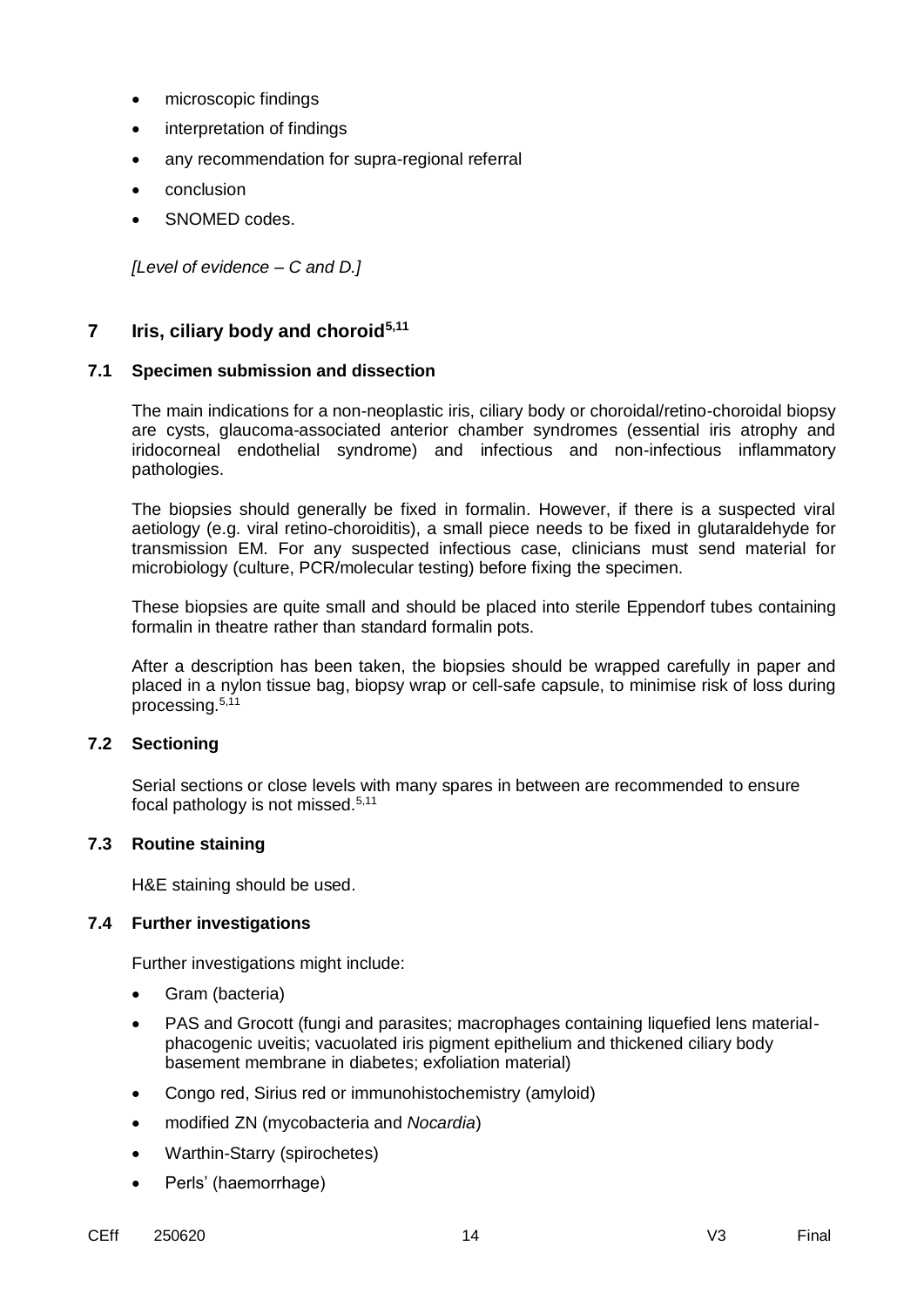- microscopic findings
- interpretation of findings
- any recommendation for supra-regional referral
- conclusion
- SNOMED codes.

*[Level of evidence – C and D.]*

## 7 Iris, ciliary body and choroid[5,11]

### 7.1 Specimen submission and dissection

The main indications for a non-neoplastic iris, ciliary body or choroidal/retino-choroidal biopsy are cysts, glaucoma-associated anterior chamber syndromes (essential iris atrophy and iridocorneal endothelial syndrome) and infectious and non-infectious inflammatory pathologies.

The biopsies should generally be fixed in formalin. However, if there is a suspected viral aetiology (e.g. viral retino-choroiditis), a small piece needs to be fixed in glutaraldehyde for transmission EM. For any suspected infectious case, clinicians must send material for microbiology (culture, PCR/molecular testing) before fixing the specimen.

These biopsies are quite small and should be placed into sterile Eppendorf tubes containing formalin in theatre rather than standard formalin pots.

After a description has been taken, the biopsies should be wrapped carefully in paper and placed in a nylon tissue bag, biopsy wrap or cell-safe capsule, to minimise risk of loss during processing.[5,11]

### 7.2 Sectioning

Serial sections or close levels with many spares in between are recommended to ensure focal pathology is not missed.[5,11]

### 7.3 Routine staining

H&E staining should be used.

### 7.4 Further investigations

Further investigations might include:

- Gram (bacteria)
- PAS and Grocott (fungi and parasites; macrophages containing liquefied lens material-phacogenic uveitis; vacuolated iris pigment epithelium and thickened ciliary body basement membrane in diabetes; exfoliation material)
- Congo red, Sirius red or immunohistochemistry (amyloid)
- modified ZN (mycobacteria and *Nocardia*)
- Warthin-Starry (spirochetes)
- Perls' (haemorrhage)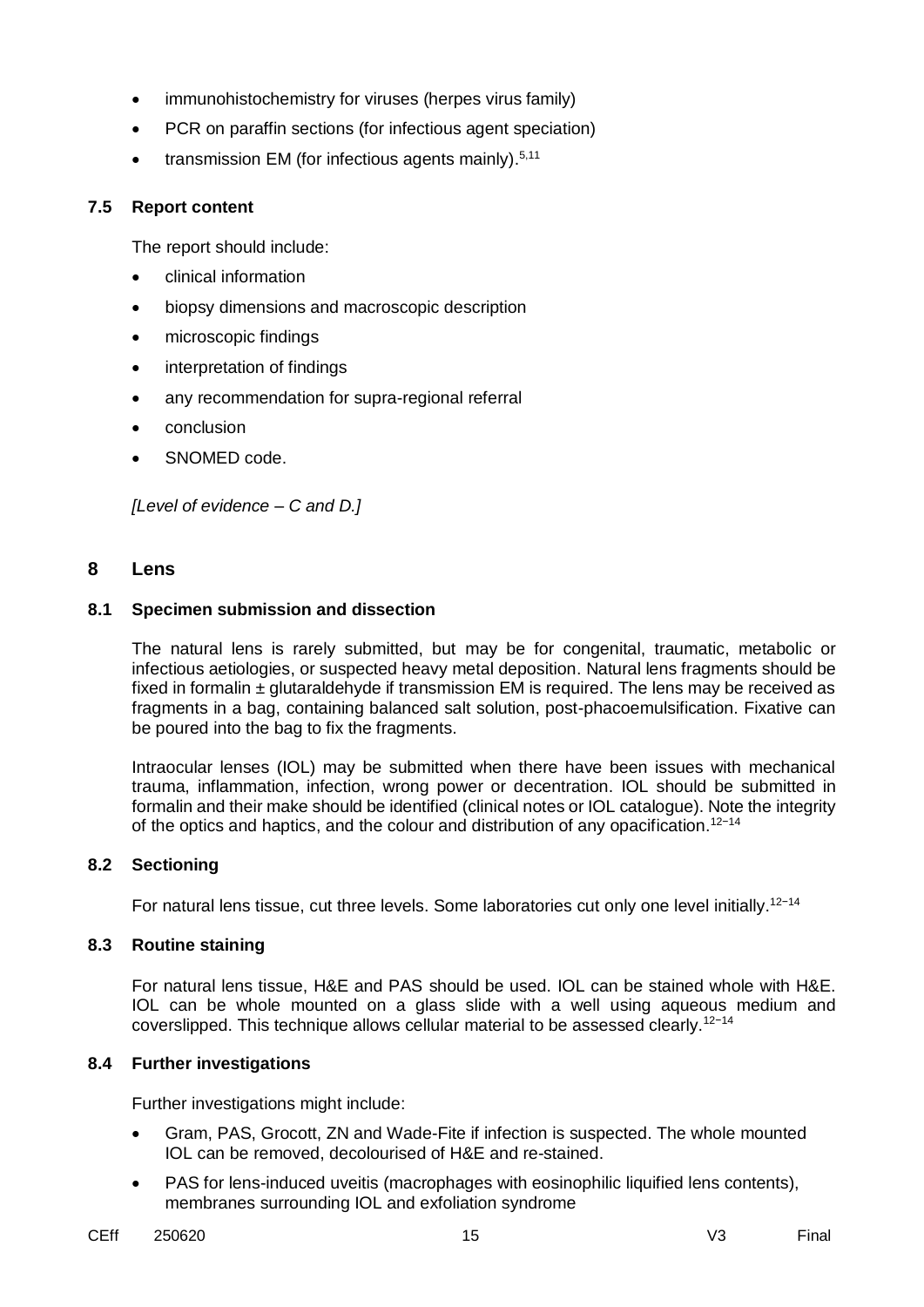- immunohistochemistry for viruses (herpes virus family)
- PCR on paraffin sections (for infectious agent speciation)
- transmission EM (for infectious agents mainly).[5,11]

### 7.5 Report content

The report should include:

- clinical information
- biopsy dimensions and macroscopic description
- microscopic findings
- interpretation of findings
- any recommendation for supra-regional referral
- conclusion
- SNOMED code.

*[Level of evidence – C and D.]*

## 8 Lens

### 8.1 Specimen submission and dissection

The natural lens is rarely submitted, but may be for congenital, traumatic, metabolic or infectious aetiologies, or suspected heavy metal deposition. Natural lens fragments should be fixed in formalin ± glutaraldehyde if transmission EM is required. The lens may be received as fragments in a bag, containing balanced salt solution, post-phacoemulsification. Fixative can be poured into the bag to fix the fragments.

Intraocular lenses (IOL) may be submitted when there have been issues with mechanical trauma, inflammation, infection, wrong power or decentration. IOL should be submitted in formalin and their make should be identified (clinical notes or IOL catalogue). Note the integrity of the optics and haptics, and the colour and distribution of any opacification.[12–14]

### 8.2 Sectioning

For natural lens tissue, cut three levels. Some laboratories cut only one level initially.[12–14]

### 8.3 Routine staining

For natural lens tissue, H&E and PAS should be used. IOL can be stained whole with H&E. IOL can be whole mounted on a glass slide with a well using aqueous medium and coverslipped. This technique allows cellular material to be assessed clearly.[12–14]

### 8.4 Further investigations

Further investigations might include:

- Gram, PAS, Grocott, ZN and Wade-Fite if infection is suspected. The whole mounted IOL can be removed, decolourised of H&E and re-stained.
- PAS for lens-induced uveitis (macrophages with eosinophilic liquified lens contents), membranes surrounding IOL and exfoliation syndrome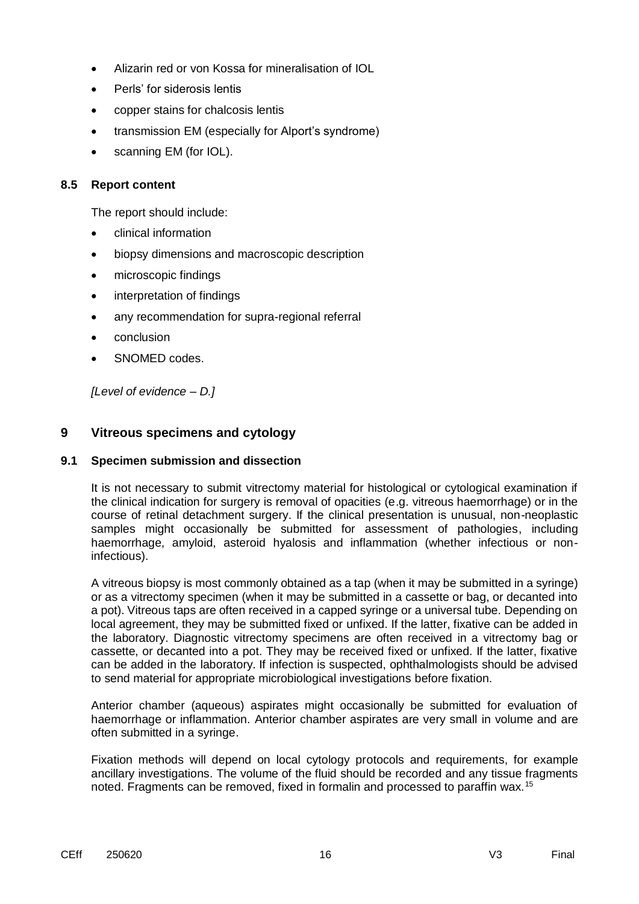- Alizarin red or von Kossa for mineralisation of IOL
- Perls' for siderosis lentis
- copper stains for chalcosis lentis
- transmission EM (especially for Alport's syndrome)
- scanning EM (for IOL).

### 8.5 Report content

The report should include:

- clinical information
- biopsy dimensions and macroscopic description
- microscopic findings
- interpretation of findings
- any recommendation for supra-regional referral
- conclusion
- SNOMED codes.

*[Level of evidence – D.]*

## 9 Vitreous specimens and cytology

### 9.1 Specimen submission and dissection

It is not necessary to submit vitrectomy material for histological or cytological examination if the clinical indication for surgery is removal of opacities (e.g. vitreous haemorrhage) or in the course of retinal detachment surgery. If the clinical presentation is unusual, non-neoplastic samples might occasionally be submitted for assessment of pathologies, including haemorrhage, amyloid, asteroid hyalosis and inflammation (whether infectious or non-infectious).

A vitreous biopsy is most commonly obtained as a tap (when it may be submitted in a syringe) or as a vitrectomy specimen (when it may be submitted in a cassette or bag, or decanted into a pot). Vitreous taps are often received in a capped syringe or a universal tube. Depending on local agreement, they may be submitted fixed or unfixed. If the latter, fixative can be added in the laboratory. Diagnostic vitrectomy specimens are often received in a vitrectomy bag or cassette, or decanted into a pot. They may be received fixed or unfixed. If the latter, fixative can be added in the laboratory. If infection is suspected, ophthalmologists should be advised to send material for appropriate microbiological investigations before fixation.

Anterior chamber (aqueous) aspirates might occasionally be submitted for evaluation of haemorrhage or inflammation. Anterior chamber aspirates are very small in volume and are often submitted in a syringe.

Fixation methods will depend on local cytology protocols and requirements, for example ancillary investigations. The volume of the fluid should be recorded and any tissue fragments noted. Fragments can be removed, fixed in formalin and processed to paraffin wax.[15]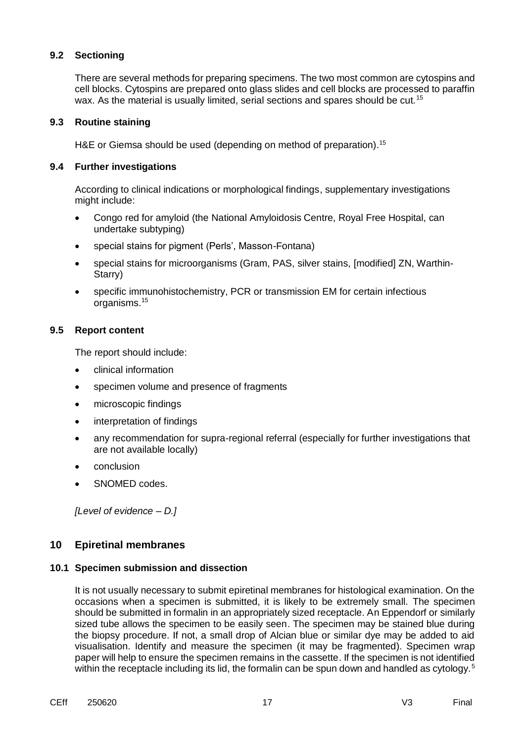### 9.2 Sectioning

There are several methods for preparing specimens. The two most common are cytospins and cell blocks. Cytospins are prepared onto glass slides and cell blocks are processed to paraffin wax. As the material is usually limited, serial sections and spares should be cut.[15]

### 9.3 Routine staining

H&E or Giemsa should be used (depending on method of preparation).[15]

### 9.4 Further investigations

According to clinical indications or morphological findings, supplementary investigations might include:

- Congo red for amyloid (the National Amyloidosis Centre, Royal Free Hospital, can undertake subtyping)
- special stains for pigment (Perls', Masson-Fontana)
- special stains for microorganisms (Gram, PAS, silver stains, [modified] ZN, Warthin-Starry)
- specific immunohistochemistry, PCR or transmission EM for certain infectious organisms.[15]

### 9.5 Report content

The report should include:

- clinical information
- specimen volume and presence of fragments
- microscopic findings
- interpretation of findings
- any recommendation for supra-regional referral (especially for further investigations that are not available locally)
- conclusion
- SNOMED codes.

*[Level of evidence – D.]*

## 10 Epiretinal membranes

### 10.1 Specimen submission and dissection

It is not usually necessary to submit epiretinal membranes for histological examination. On the occasions when a specimen is submitted, it is likely to be extremely small. The specimen should be submitted in formalin in an appropriately sized receptacle. An Eppendorf or similarly sized tube allows the specimen to be easily seen. The specimen may be stained blue during the biopsy procedure. If not, a small drop of Alcian blue or similar dye may be added to aid visualisation. Identify and measure the specimen (it may be fragmented). Specimen wrap paper will help to ensure the specimen remains in the cassette. If the specimen is not identified within the receptacle including its lid, the formalin can be spun down and handled as cytology.[5]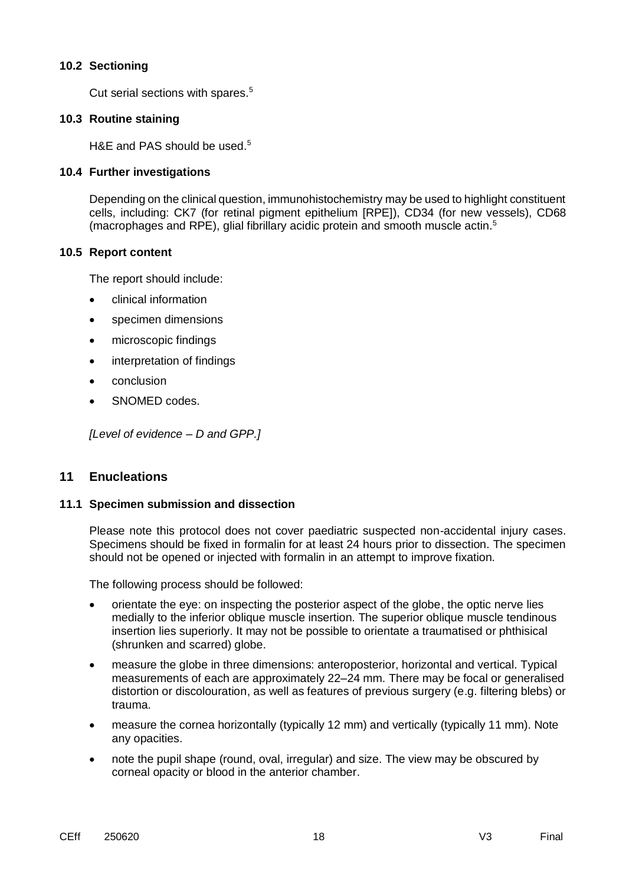### 10.2 Sectioning

Cut serial sections with spares.[5]

### 10.3 Routine staining

H&E and PAS should be used.[5]

### 10.4 Further investigations

Depending on the clinical question, immunohistochemistry may be used to highlight constituent cells, including: CK7 (for retinal pigment epithelium [RPE]), CD34 (for new vessels), CD68 (macrophages and RPE), glial fibrillary acidic protein and smooth muscle actin.[5]

### 10.5 Report content

The report should include:

- clinical information
- specimen dimensions
- microscopic findings
- interpretation of findings
- conclusion
- SNOMED codes.

*[Level of evidence – D and GPP.]*

## 11 Enucleations

### 11.1 Specimen submission and dissection

Please note this protocol does not cover paediatric suspected non-accidental injury cases. Specimens should be fixed in formalin for at least 24 hours prior to dissection. The specimen should not be opened or injected with formalin in an attempt to improve fixation.

The following process should be followed:

- orientate the eye: on inspecting the posterior aspect of the globe, the optic nerve lies medially to the inferior oblique muscle insertion. The superior oblique muscle tendinous insertion lies superiorly. It may not be possible to orientate a traumatised or phthisical (shrunken and scarred) globe.
- measure the globe in three dimensions: anteroposterior, horizontal and vertical. Typical measurements of each are approximately 22–24 mm. There may be focal or generalised distortion or discolouration, as well as features of previous surgery (e.g. filtering blebs) or trauma.
- measure the cornea horizontally (typically 12 mm) and vertically (typically 11 mm). Note any opacities.
- note the pupil shape (round, oval, irregular) and size. The view may be obscured by corneal opacity or blood in the anterior chamber.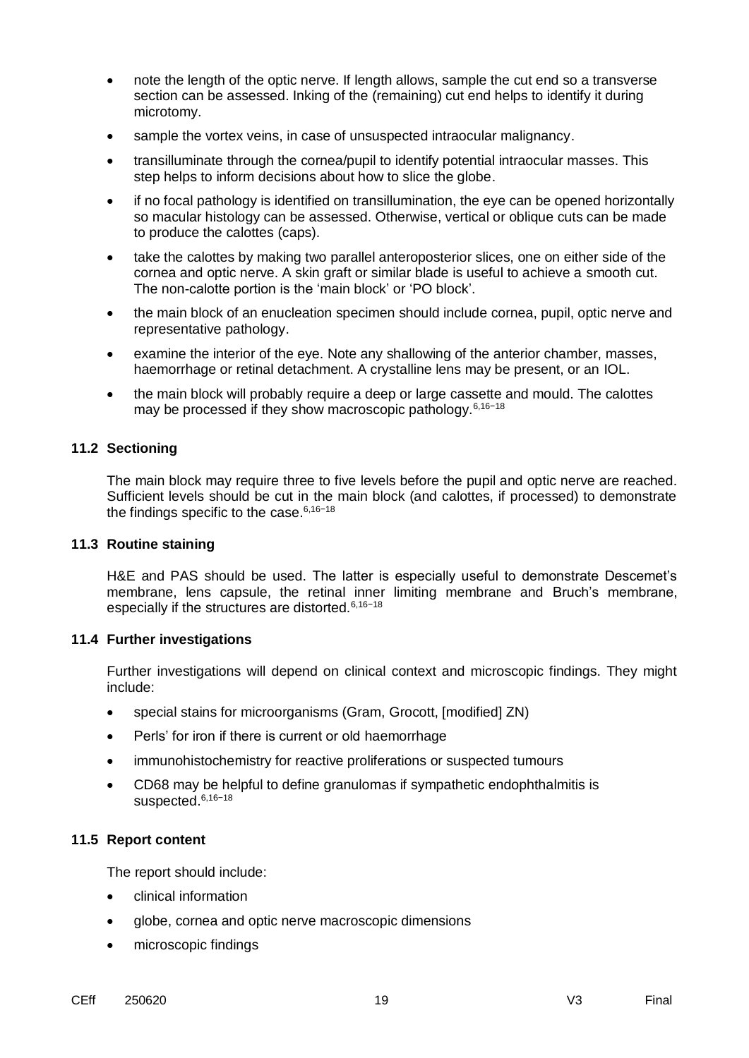- note the length of the optic nerve. If length allows, sample the cut end so a transverse section can be assessed. Inking of the (remaining) cut end helps to identify it during microtomy.
- sample the vortex veins, in case of unsuspected intraocular malignancy.
- transilluminate through the cornea/pupil to identify potential intraocular masses. This step helps to inform decisions about how to slice the globe.
- if no focal pathology is identified on transillumination, the eye can be opened horizontally so macular histology can be assessed. Otherwise, vertical or oblique cuts can be made to produce the calottes (caps).
- take the calottes by making two parallel anteroposterior slices, one on either side of the cornea and optic nerve. A skin graft or similar blade is useful to achieve a smooth cut. The non-calotte portion is the 'main block' or 'PO block'.
- the main block of an enucleation specimen should include cornea, pupil, optic nerve and representative pathology.
- examine the interior of the eye. Note any shallowing of the anterior chamber, masses, haemorrhage or retinal detachment. A crystalline lens may be present, or an IOL.
- the main block will probably require a deep or large cassette and mould. The calottes may be processed if they show macroscopic pathology.[6,16–18]

### 11.2 Sectioning

The main block may require three to five levels before the pupil and optic nerve are reached. Sufficient levels should be cut in the main block (and calottes, if processed) to demonstrate the findings specific to the case.[6,16–18]

### 11.3 Routine staining

H&E and PAS should be used. The latter is especially useful to demonstrate Descemet's membrane, lens capsule, the retinal inner limiting membrane and Bruch's membrane, especially if the structures are distorted.[6,16–18]

### 11.4 Further investigations

Further investigations will depend on clinical context and microscopic findings. They might include:

- special stains for microorganisms (Gram, Grocott, [modified] ZN)
- Perls' for iron if there is current or old haemorrhage
- immunohistochemistry for reactive proliferations or suspected tumours
- CD68 may be helpful to define granulomas if sympathetic endophthalmitis is suspected.[6,16–18]

### 11.5 Report content

The report should include:

- clinical information
- globe, cornea and optic nerve macroscopic dimensions
- microscopic findings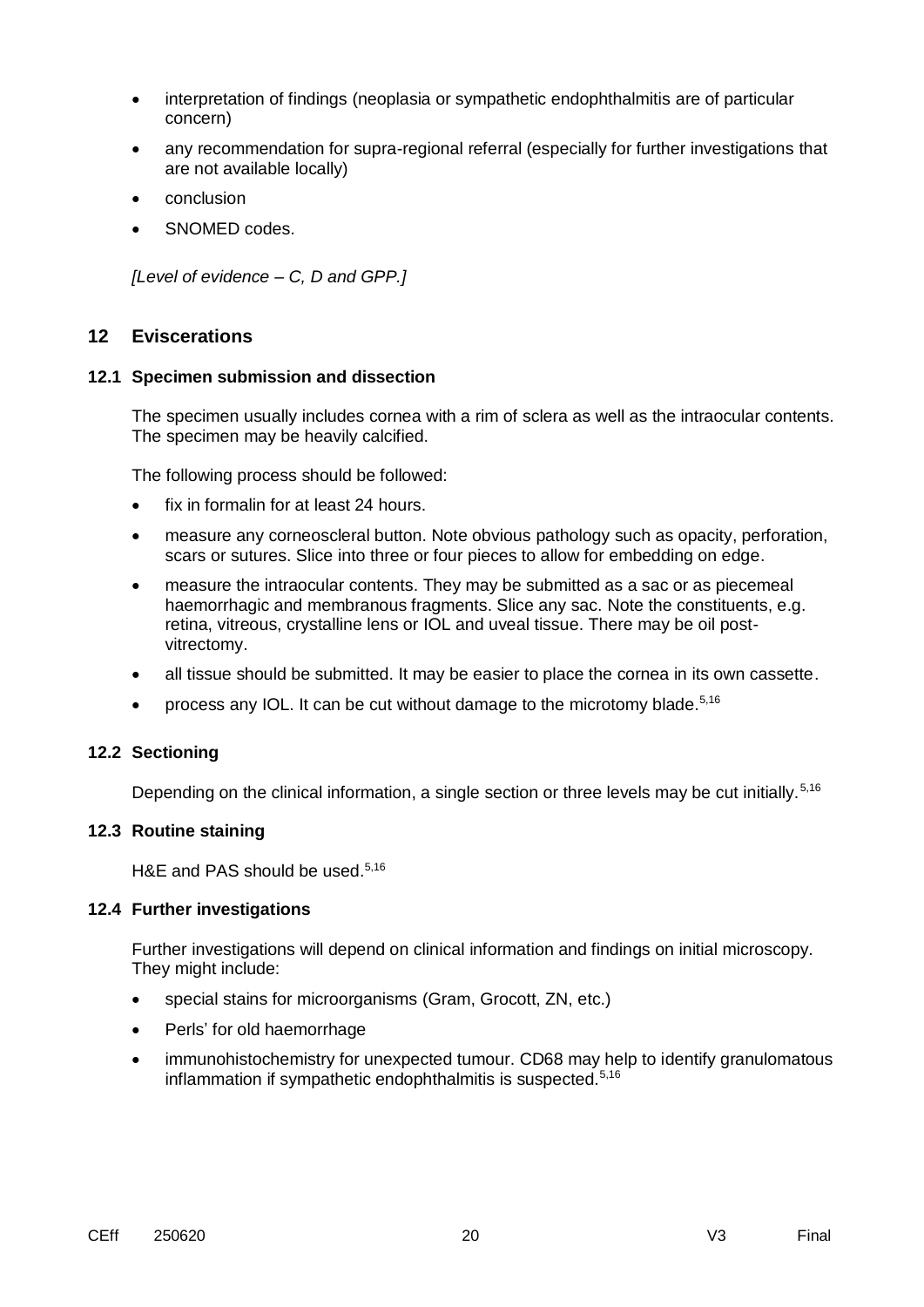- interpretation of findings (neoplasia or sympathetic endophthalmitis are of particular concern)
- any recommendation for supra-regional referral (especially for further investigations that are not available locally)
- conclusion
- SNOMED codes.

*[Level of evidence – C, D and GPP.]*

## 12 Eviscerations

### 12.1 Specimen submission and dissection

The specimen usually includes cornea with a rim of sclera as well as the intraocular contents. The specimen may be heavily calcified.

The following process should be followed:

- fix in formalin for at least 24 hours.
- measure any corneoscleral button. Note obvious pathology such as opacity, perforation, scars or sutures. Slice into three or four pieces to allow for embedding on edge.
- measure the intraocular contents. They may be submitted as a sac or as piecemeal haemorrhagic and membranous fragments. Slice any sac. Note the constituents, e.g. retina, vitreous, crystalline lens or IOL and uveal tissue. There may be oil post-vitrectomy.
- all tissue should be submitted. It may be easier to place the cornea in its own cassette.
- process any IOL. It can be cut without damage to the microtomy blade.[5,16]

### 12.2 Sectioning

Depending on the clinical information, a single section or three levels may be cut initially.[5,16]

### 12.3 Routine staining

H&E and PAS should be used.[5,16]

### 12.4 Further investigations

Further investigations will depend on clinical information and findings on initial microscopy. They might include:

- special stains for microorganisms (Gram, Grocott, ZN, etc.)
- Perls' for old haemorrhage
- immunohistochemistry for unexpected tumour. CD68 may help to identify granulomatous inflammation if sympathetic endophthalmitis is suspected.[5,16]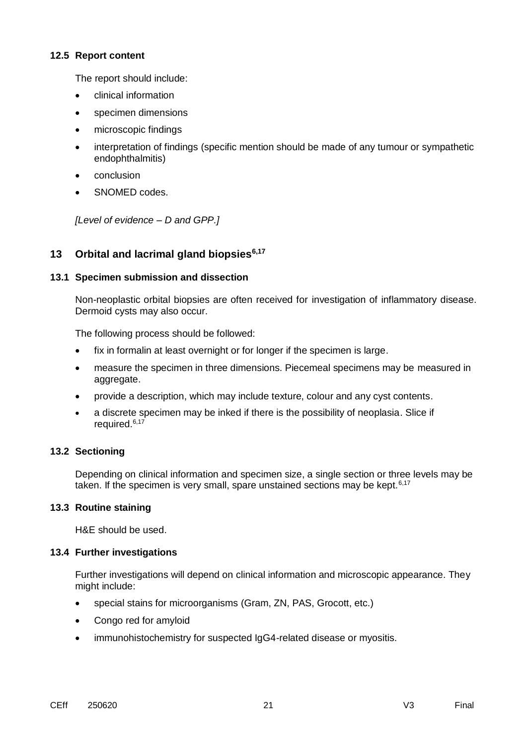### 12.5 Report content

The report should include:

- clinical information
- specimen dimensions
- microscopic findings
- interpretation of findings (specific mention should be made of any tumour or sympathetic endophthalmitis)
- conclusion
- SNOMED codes.

*[Level of evidence – D and GPP.]*

## 13 Orbital and lacrimal gland biopsies[6,17]

### 13.1 Specimen submission and dissection

Non-neoplastic orbital biopsies are often received for investigation of inflammatory disease. Dermoid cysts may also occur.

The following process should be followed:

- fix in formalin at least overnight or for longer if the specimen is large.
- measure the specimen in three dimensions. Piecemeal specimens may be measured in aggregate.
- provide a description, which may include texture, colour and any cyst contents.
- a discrete specimen may be inked if there is the possibility of neoplasia. Slice if required.[6,17]

### 13.2 Sectioning

Depending on clinical information and specimen size, a single section or three levels may be taken. If the specimen is very small, spare unstained sections may be kept.[6,17]

### 13.3 Routine staining

H&E should be used.

### 13.4 Further investigations

Further investigations will depend on clinical information and microscopic appearance. They might include:

- special stains for microorganisms (Gram, ZN, PAS, Grocott, etc.)
- Congo red for amyloid
- immunohistochemistry for suspected IgG4-related disease or myositis.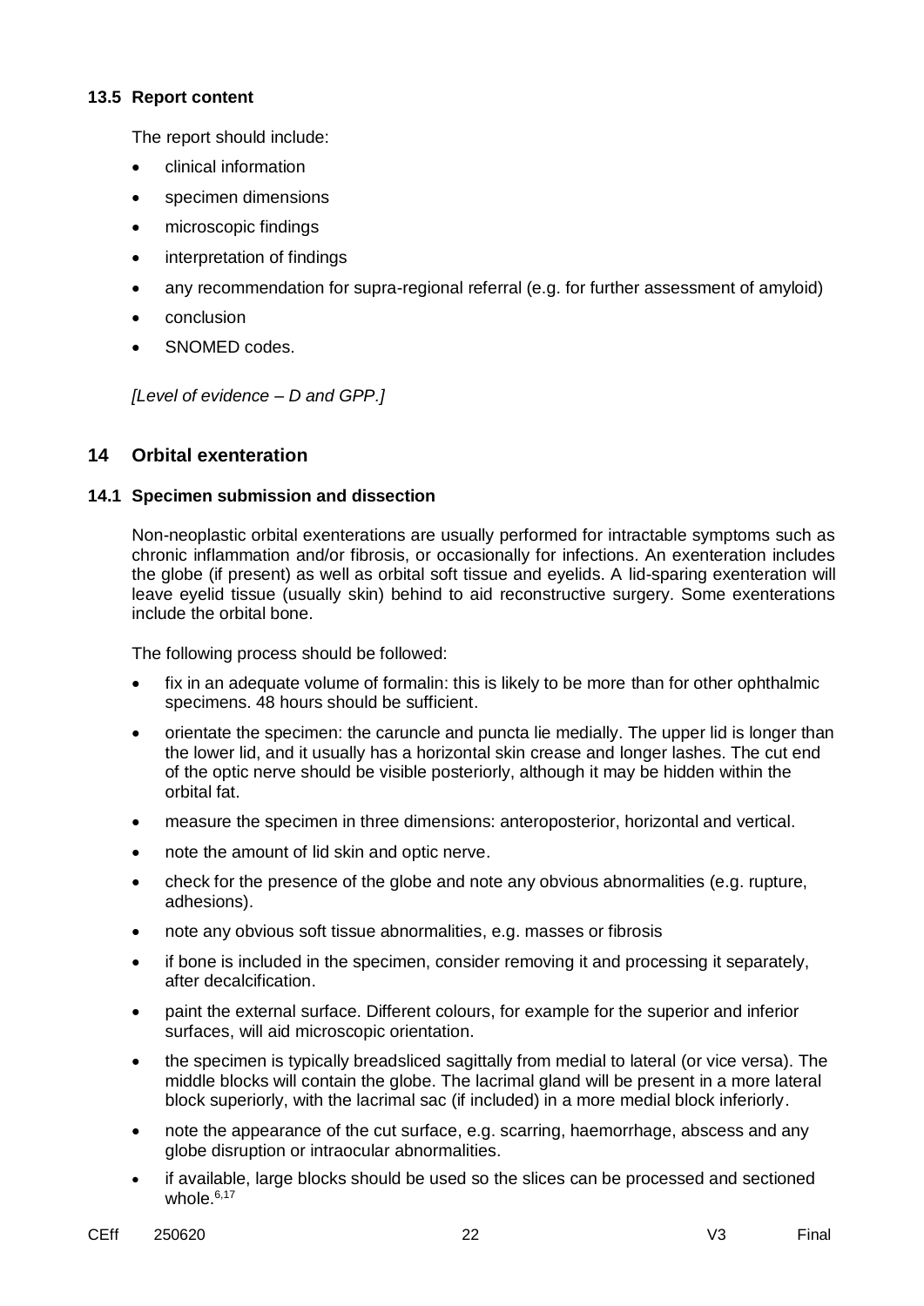### 13.5 Report content

The report should include:

- clinical information
- specimen dimensions
- microscopic findings
- interpretation of findings
- any recommendation for supra-regional referral (e.g. for further assessment of amyloid)
- conclusion
- SNOMED codes.

*[Level of evidence – D and GPP.]*

## 14 Orbital exenteration

### 14.1 Specimen submission and dissection

Non-neoplastic orbital exenterations are usually performed for intractable symptoms such as chronic inflammation and/or fibrosis, or occasionally for infections. An exenteration includes the globe (if present) as well as orbital soft tissue and eyelids. A lid-sparing exenteration will leave eyelid tissue (usually skin) behind to aid reconstructive surgery. Some exenterations include the orbital bone.

The following process should be followed:

- fix in an adequate volume of formalin: this is likely to be more than for other ophthalmic specimens. 48 hours should be sufficient.
- orientate the specimen: the caruncle and puncta lie medially. The upper lid is longer than the lower lid, and it usually has a horizontal skin crease and longer lashes. The cut end of the optic nerve should be visible posteriorly, although it may be hidden within the orbital fat.
- measure the specimen in three dimensions: anteroposterior, horizontal and vertical.
- note the amount of lid skin and optic nerve.
- check for the presence of the globe and note any obvious abnormalities (e.g. rupture, adhesions).
- note any obvious soft tissue abnormalities, e.g. masses or fibrosis
- if bone is included in the specimen, consider removing it and processing it separately, after decalcification.
- paint the external surface. Different colours, for example for the superior and inferior surfaces, will aid microscopic orientation.
- the specimen is typically breadsliced sagittally from medial to lateral (or vice versa). The middle blocks will contain the globe. The lacrimal gland will be present in a more lateral block superiorly, with the lacrimal sac (if included) in a more medial block inferiorly.
- note the appearance of the cut surface, e.g. scarring, haemorrhage, abscess and any globe disruption or intraocular abnormalities.
- if available, large blocks should be used so the slices can be processed and sectioned whole.[6,17]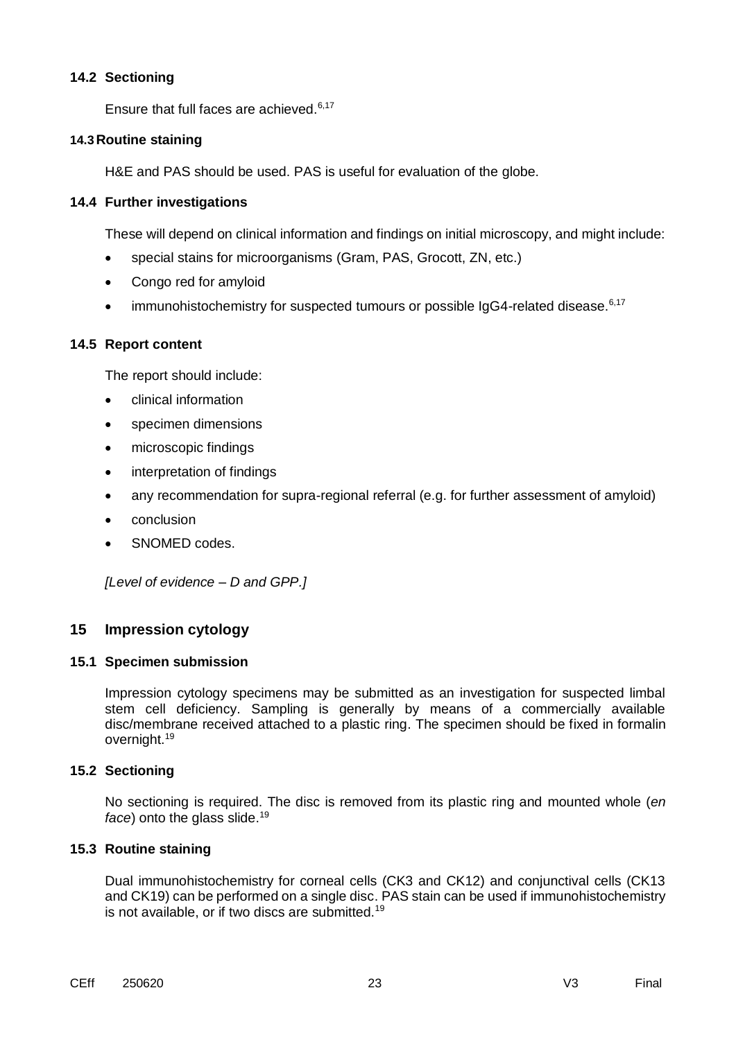### 14.2 Sectioning

Ensure that full faces are achieved.[6,17]

### 14.3 Routine staining

H&E and PAS should be used. PAS is useful for evaluation of the globe.

### 14.4 Further investigations

These will depend on clinical information and findings on initial microscopy, and might include:

- special stains for microorganisms (Gram, PAS, Grocott, ZN, etc.)
- Congo red for amyloid
- immunohistochemistry for suspected tumours or possible IgG4-related disease.[6,17]

### 14.5 Report content

The report should include:

- clinical information
- specimen dimensions
- microscopic findings
- interpretation of findings
- any recommendation for supra-regional referral (e.g. for further assessment of amyloid)
- conclusion
- SNOMED codes.

*[Level of evidence – D and GPP.]*

## 15 Impression cytology

### 15.1 Specimen submission

Impression cytology specimens may be submitted as an investigation for suspected limbal stem cell deficiency. Sampling is generally by means of a commercially available disc/membrane received attached to a plastic ring. The specimen should be fixed in formalin overnight.[19]

### 15.2 Sectioning

No sectioning is required. The disc is removed from its plastic ring and mounted whole (*en face*) onto the glass slide.[19]

### 15.3 Routine staining

Dual immunohistochemistry for corneal cells (CK3 and CK12) and conjunctival cells (CK13 and CK19) can be performed on a single disc. PAS stain can be used if immunohistochemistry is not available, or if two discs are submitted.[19]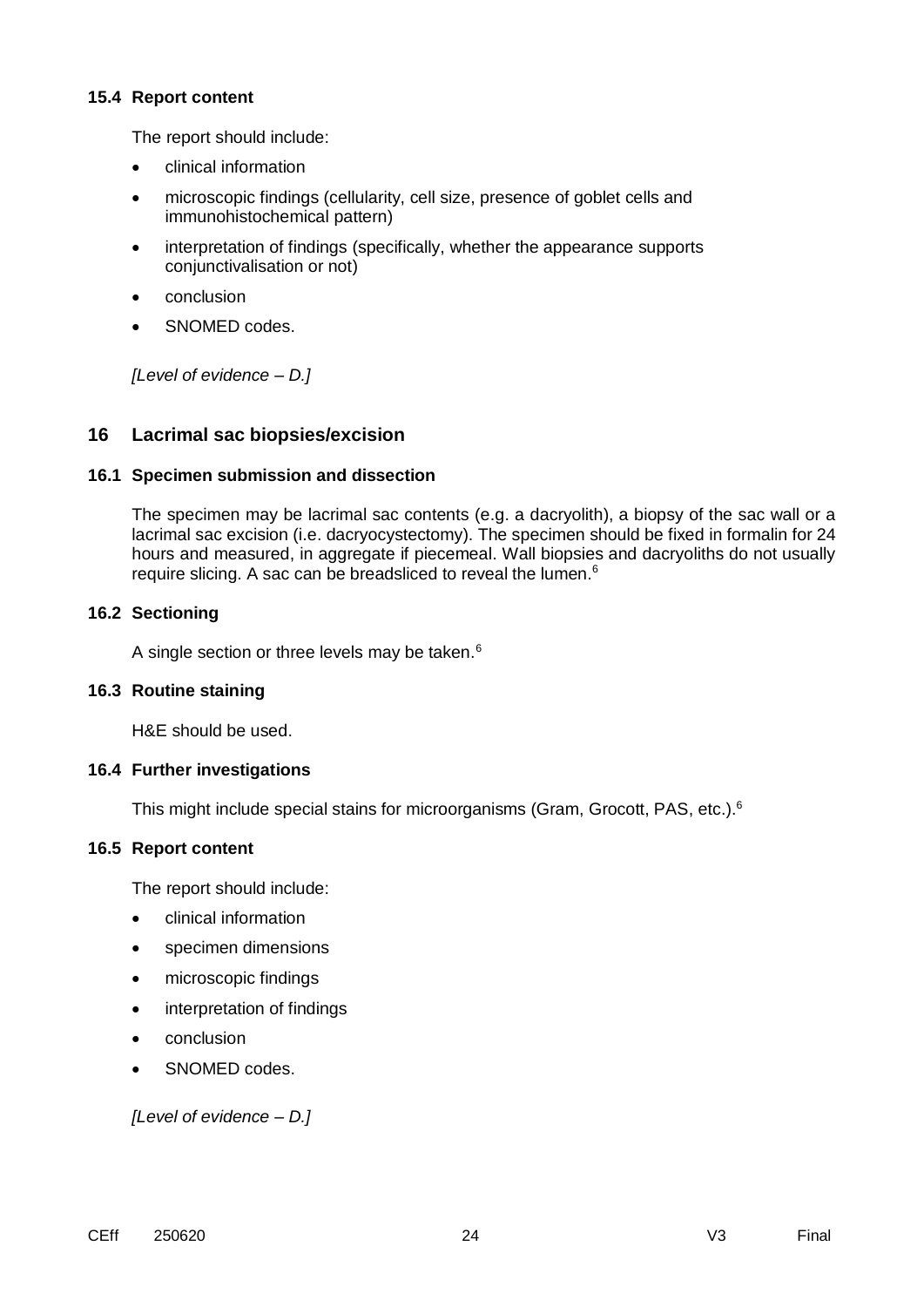### 15.4 Report content

The report should include:

- clinical information
- microscopic findings (cellularity, cell size, presence of goblet cells and immunohistochemical pattern)
- interpretation of findings (specifically, whether the appearance supports conjunctivalisation or not)
- conclusion
- SNOMED codes.

*[Level of evidence – D.]*

## 16 Lacrimal sac biopsies/excision

### 16.1 Specimen submission and dissection

The specimen may be lacrimal sac contents (e.g. a dacryolith), a biopsy of the sac wall or a lacrimal sac excision (i.e. dacryocystectomy). The specimen should be fixed in formalin for 24 hours and measured, in aggregate if piecemeal. Wall biopsies and dacryoliths do not usually require slicing. A sac can be breadsliced to reveal the lumen.[6]

### 16.2 Sectioning

A single section or three levels may be taken.[6]

### 16.3 Routine staining

H&E should be used.

### 16.4 Further investigations

This might include special stains for microorganisms (Gram, Grocott, PAS, etc.).[6]

### 16.5 Report content

The report should include:

- clinical information
- specimen dimensions
- microscopic findings
- interpretation of findings
- conclusion
- SNOMED codes.

*[Level of evidence – D.]*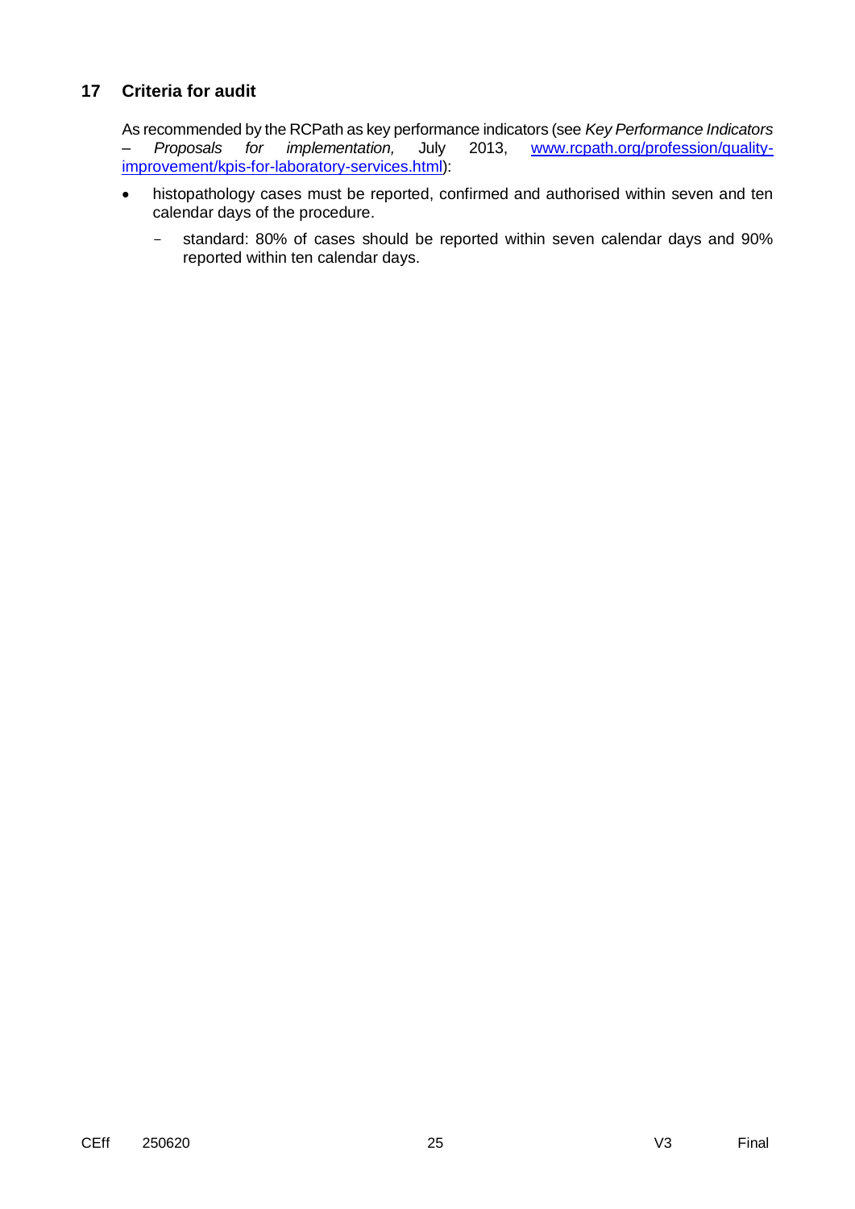## 17 Criteria for audit

As recommended by the RCPath as key performance indicators (see *Key Performance Indicators – Proposals for implementation,* July 2013, [www.rcpath.org/profession/quality-improvement/kpis-for-laboratory-services.html](www.rcpath.org/profession/quality-improvement/kpis-for-laboratory-services.html)):

- histopathology cases must be reported, confirmed and authorised within seven and ten calendar days of the procedure.
  - standard: 80% of cases should be reported within seven calendar days and 90% reported within ten calendar days.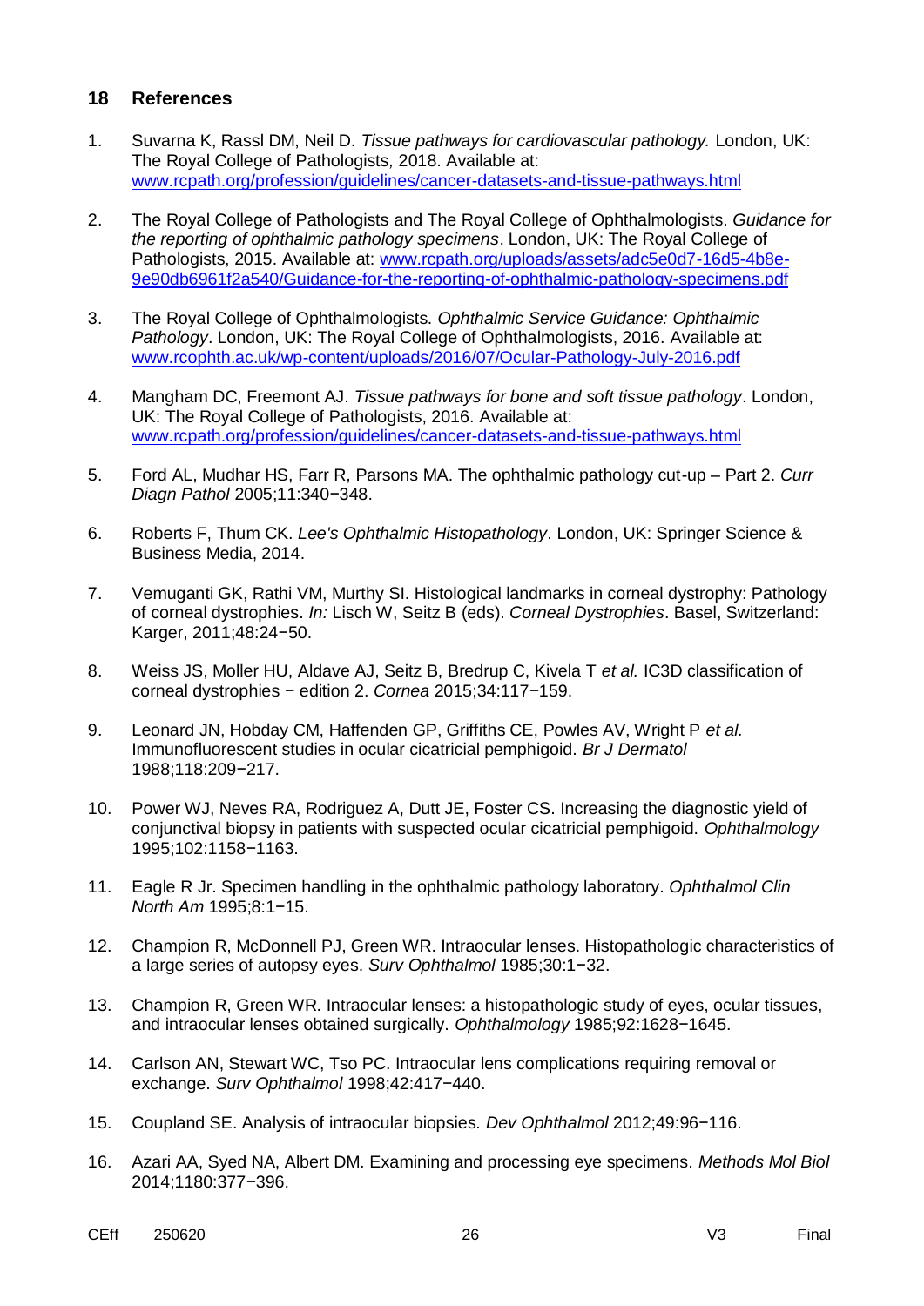## 18 References

1. Suvarna K, Rassl DM, Neil D. *Tissue pathways for cardiovascular pathology.* London, UK: The Royal College of Pathologists, 2018. Available at: www.rcpath.org/profession/guidelines/cancer-datasets-and-tissue-pathways.html

2. The Royal College of Pathologists and The Royal College of Ophthalmologists. *Guidance for the reporting of ophthalmic pathology specimens*. London, UK: The Royal College of Pathologists, 2015. Available at: www.rcpath.org/uploads/assets/adc5e0d7-16d5-4b8e-9e90db6961f2a540/Guidance-for-the-reporting-of-ophthalmic-pathology-specimens.pdf

3. The Royal College of Ophthalmologists. *Ophthalmic Service Guidance: Ophthalmic Pathology*. London, UK: The Royal College of Ophthalmologists, 2016. Available at: www.rcophth.ac.uk/wp-content/uploads/2016/07/Ocular-Pathology-July-2016.pdf

4. Mangham DC, Freemont AJ. *Tissue pathways for bone and soft tissue pathology*. London, UK: The Royal College of Pathologists, 2016. Available at: www.rcpath.org/profession/guidelines/cancer-datasets-and-tissue-pathways.html

5. Ford AL, Mudhar HS, Farr R, Parsons MA. The ophthalmic pathology cut-up – Part 2. *Curr Diagn Pathol* 2005;11:340−348.

6. Roberts F, Thum CK. *Lee's Ophthalmic Histopathology*. London, UK: Springer Science & Business Media, 2014.

7. Vemuganti GK, Rathi VM, Murthy SI. Histological landmarks in corneal dystrophy: Pathology of corneal dystrophies. *In:* Lisch W, Seitz B (eds). *Corneal Dystrophies*. Basel, Switzerland: Karger, 2011;48:24−50.

8. Weiss JS, Moller HU, Aldave AJ, Seitz B, Bredrup C, Kivela T *et al.* IC3D classification of corneal dystrophies − edition 2. *Cornea* 2015;34:117−159.

9. Leonard JN, Hobday CM, Haffenden GP, Griffiths CE, Powles AV, Wright P *et al.* Immunofluorescent studies in ocular cicatricial pemphigoid. *Br J Dermatol* 1988;118:209−217.

10. Power WJ, Neves RA, Rodriguez A, Dutt JE, Foster CS. Increasing the diagnostic yield of conjunctival biopsy in patients with suspected ocular cicatricial pemphigoid. *Ophthalmology* 1995;102:1158−1163.

11. Eagle R Jr. Specimen handling in the ophthalmic pathology laboratory. *Ophthalmol Clin North Am* 1995;8:1−15.

12. Champion R, McDonnell PJ, Green WR. Intraocular lenses. Histopathologic characteristics of a large series of autopsy eyes. *Surv Ophthalmol* 1985;30:1−32.

13. Champion R, Green WR. Intraocular lenses: a histopathologic study of eyes, ocular tissues, and intraocular lenses obtained surgically. *Ophthalmology* 1985;92:1628−1645.

14. Carlson AN, Stewart WC, Tso PC. Intraocular lens complications requiring removal or exchange. *Surv Ophthalmol* 1998;42:417−440.

15. Coupland SE. Analysis of intraocular biopsies. *Dev Ophthalmol* 2012;49:96−116.

16. Azari AA, Syed NA, Albert DM. Examining and processing eye specimens. *Methods Mol Biol* 2014;1180:377−396.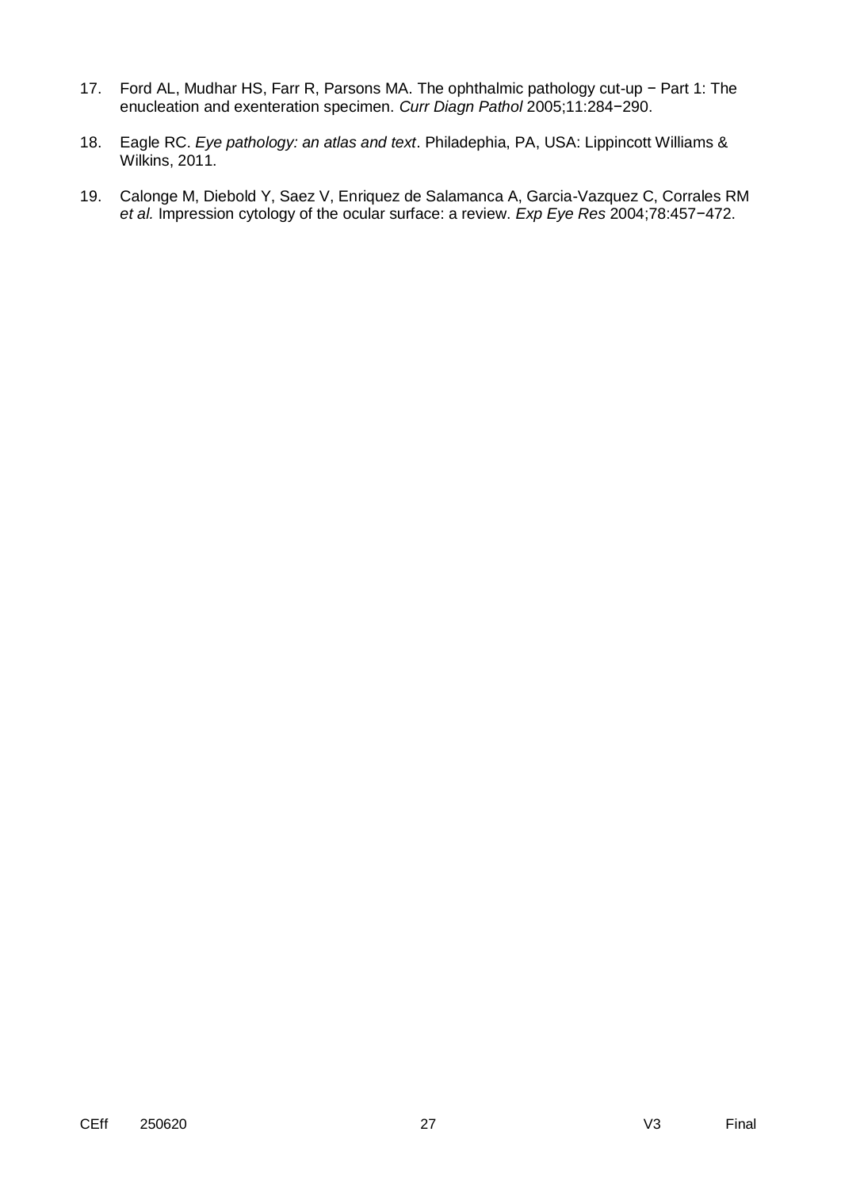17. Ford AL, Mudhar HS, Farr R, Parsons MA. The ophthalmic pathology cut-up − Part 1: The enucleation and exenteration specimen. *Curr Diagn Pathol* 2005;11:284−290.

18. Eagle RC. *Eye pathology: an atlas and text*. Philadephia, PA, USA: Lippincott Williams & Wilkins, 2011.

19. Calonge M, Diebold Y, Saez V, Enriquez de Salamanca A, Garcia-Vazquez C, Corrales RM *et al.* Impression cytology of the ocular surface: a review. *Exp Eye Res* 2004;78:457−472.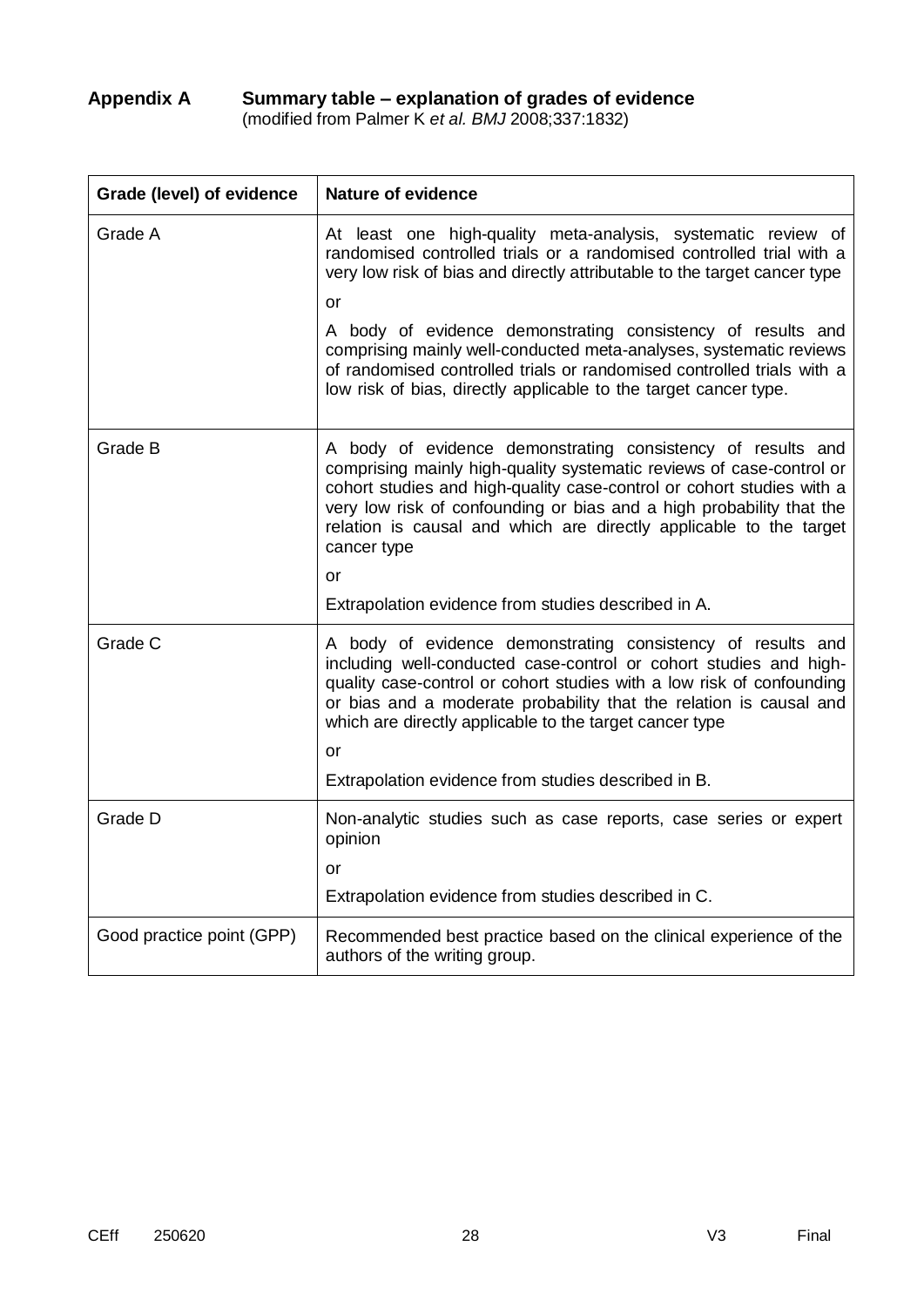## Appendix A Summary table – explanation of grades of evidence

(modified from Palmer K *et al. BMJ* 2008;337:1832)

| Grade (level) of evidence | Nature of evidence |
|---|---|
| Grade A | At least one high-quality meta-analysis, systematic review of randomised controlled trials or a randomised controlled trial with a very low risk of bias and directly attributable to the target cancer type<br><br>or<br><br>A body of evidence demonstrating consistency of results and comprising mainly well-conducted meta-analyses, systematic reviews of randomised controlled trials or randomised controlled trials with a low risk of bias, directly applicable to the target cancer type. |
| Grade B | A body of evidence demonstrating consistency of results and comprising mainly high-quality systematic reviews of case-control or cohort studies and high-quality case-control or cohort studies with a very low risk of confounding or bias and a high probability that the relation is causal and which are directly applicable to the target cancer type<br><br>or<br><br>Extrapolation evidence from studies described in A. |
| Grade C | A body of evidence demonstrating consistency of results and including well-conducted case-control or cohort studies and high-quality case-control or cohort studies with a low risk of confounding or bias and a moderate probability that the relation is causal and which are directly applicable to the target cancer type<br><br>or<br><br>Extrapolation evidence from studies described in B. |
| Grade D | Non-analytic studies such as case reports, case series or expert opinion<br><br>or<br><br>Extrapolation evidence from studies described in C. |
| Good practice point (GPP) | Recommended best practice based on the clinical experience of the authors of the writing group. |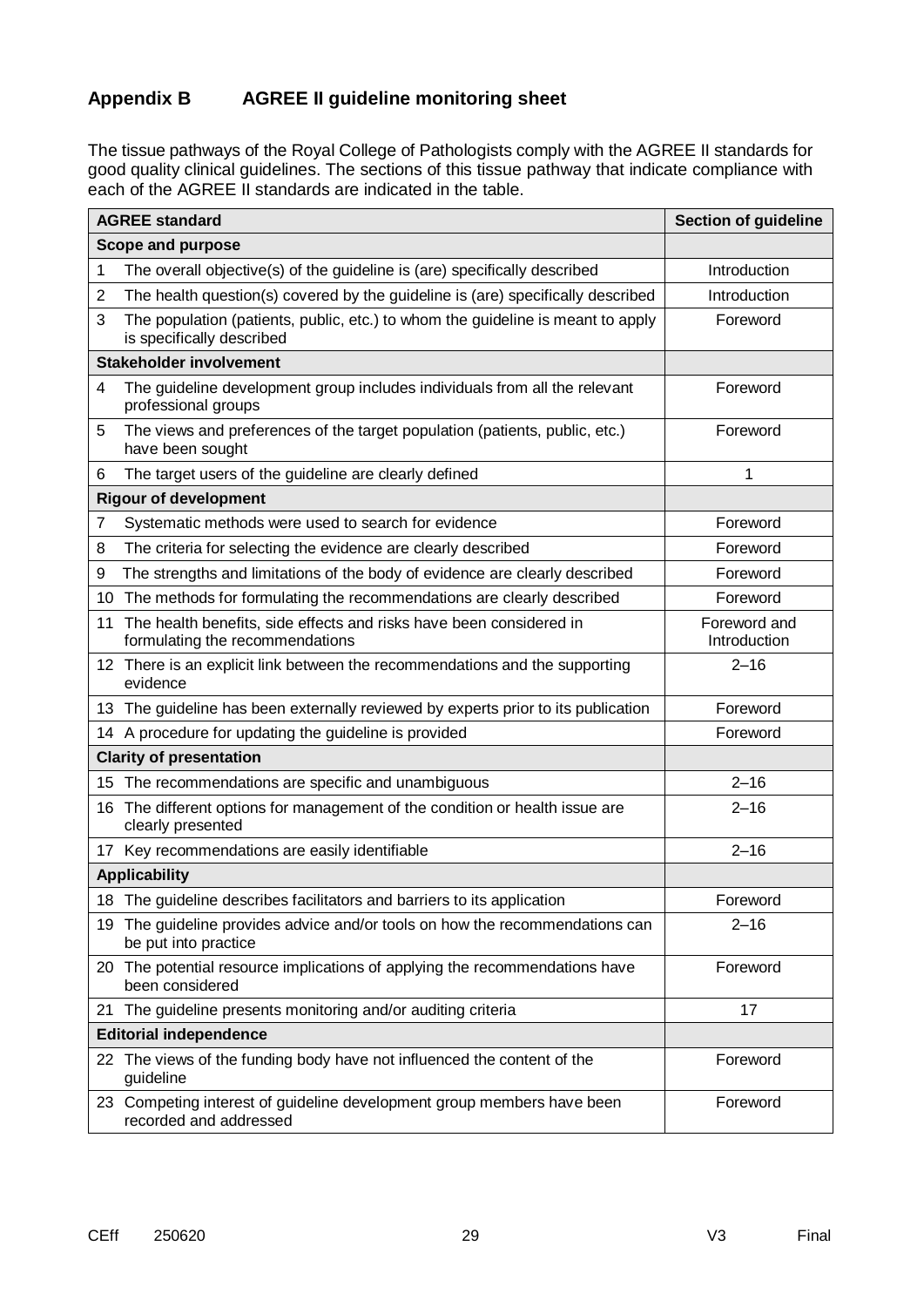## Appendix B AGREE II guideline monitoring sheet

The tissue pathways of the Royal College of Pathologists comply with the AGREE II standards for good quality clinical guidelines. The sections of this tissue pathway that indicate compliance with each of the AGREE II standards are indicated in the table.

| AGREE standard | Section of guideline |
|---|---|
| **Scope and purpose** | |
| 1 The overall objective(s) of the guideline is (are) specifically described | Introduction |
| 2 The health question(s) covered by the guideline is (are) specifically described | Introduction |
| 3 The population (patients, public, etc.) to whom the guideline is meant to apply is specifically described | Foreword |
| **Stakeholder involvement** | |
| 4 The guideline development group includes individuals from all the relevant professional groups | Foreword |
| 5 The views and preferences of the target population (patients, public, etc.) have been sought | Foreword |
| 6 The target users of the guideline are clearly defined | 1 |
| **Rigour of development** | |
| 7 Systematic methods were used to search for evidence | Foreword |
| 8 The criteria for selecting the evidence are clearly described | Foreword |
| 9 The strengths and limitations of the body of evidence are clearly described | Foreword |
| 10 The methods for formulating the recommendations are clearly described | Foreword |
| 11 The health benefits, side effects and risks have been considered in formulating the recommendations | Foreword and Introduction |
| 12 There is an explicit link between the recommendations and the supporting evidence | 2–16 |
| 13 The guideline has been externally reviewed by experts prior to its publication | Foreword |
| 14 A procedure for updating the guideline is provided | Foreword |
| **Clarity of presentation** | |
| 15 The recommendations are specific and unambiguous | 2–16 |
| 16 The different options for management of the condition or health issue are clearly presented | 2–16 |
| 17 Key recommendations are easily identifiable | 2–16 |
| **Applicability** | |
| 18 The guideline describes facilitators and barriers to its application | Foreword |
| 19 The guideline provides advice and/or tools on how the recommendations can be put into practice | 2–16 |
| 20 The potential resource implications of applying the recommendations have been considered | Foreword |
| 21 The guideline presents monitoring and/or auditing criteria | 17 |
| **Editorial independence** | |
| 22 The views of the funding body have not influenced the content of the guideline | Foreword |
| 23 Competing interest of guideline development group members have been recorded and addressed | Foreword |